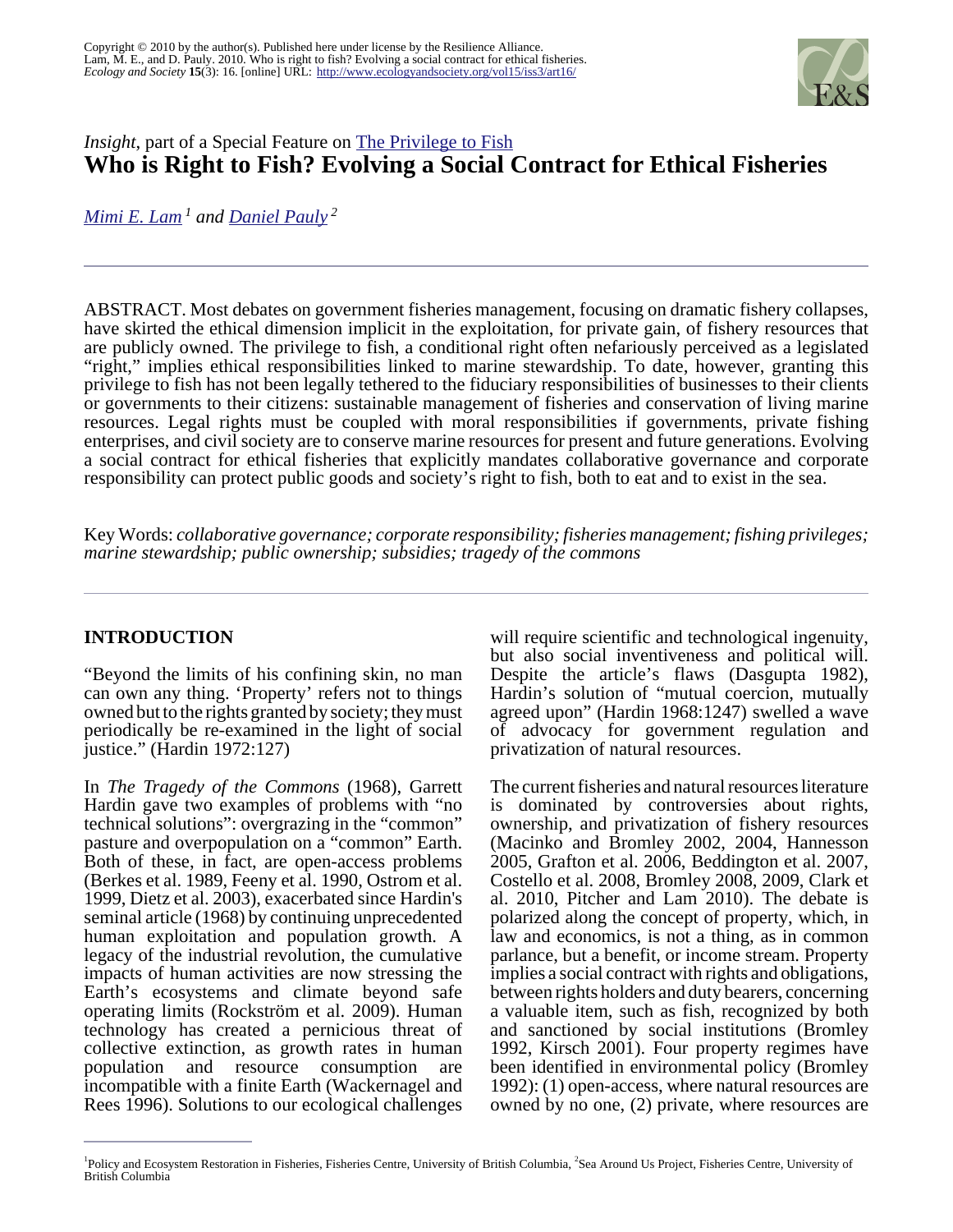Copyright © 2010 by the author(s). Published here under license by the Resilience Alliance.
Lam, M. E., and D. Pauly. 2010. Who is right to fish? Evolving a social contract for ethical fisheries. *Ecology and Society* **15**(3): 16. [online] URL: http://www.ecologyandsociety.org/vol15/iss3/art16/

*Insight*, part of a Special Feature on The Privilege to Fish

# Who is Right to Fish? Evolving a Social Contract for Ethical Fisheries

*Mimi E. Lam* [1] *and Daniel Pauly* [2]

ABSTRACT. Most debates on government fisheries management, focusing on dramatic fishery collapses, have skirted the ethical dimension implicit in the exploitation, for private gain, of fishery resources that are publicly owned. The privilege to fish, a conditional right often nefariously perceived as a legislated "right," implies ethical responsibilities linked to marine stewardship. To date, however, granting this privilege to fish has not been legally tethered to the fiduciary responsibilities of businesses to their clients or governments to their citizens: sustainable management of fisheries and conservation of living marine resources. Legal rights must be coupled with moral responsibilities if governments, private fishing enterprises, and civil society are to conserve marine resources for present and future generations. Evolving a social contract for ethical fisheries that explicitly mandates collaborative governance and corporate responsibility can protect public goods and society's right to fish, both to eat and to exist in the sea.

Key Words: *collaborative governance; corporate responsibility; fisheries management; fishing privileges; marine stewardship; public ownership; subsidies; tragedy of the commons*

## INTRODUCTION

"Beyond the limits of his confining skin, no man can own any thing. 'Property' refers not to things owned but to the rights granted by society; they must periodically be re-examined in the light of social justice." (Hardin 1972:127)

In *The Tragedy of the Commons* (1968), Garrett Hardin gave two examples of problems with "no technical solutions": overgrazing in the "common" pasture and overpopulation on a "common" Earth. Both of these, in fact, are open-access problems (Berkes et al. 1989, Feeny et al. 1990, Ostrom et al. 1999, Dietz et al. 2003), exacerbated since Hardin's seminal article (1968) by continuing unprecedented human exploitation and population growth. A legacy of the industrial revolution, the cumulative impacts of human activities are now stressing the Earth's ecosystems and climate beyond safe operating limits (Rockström et al. 2009). Human technology has created a pernicious threat of collective extinction, as growth rates in human population and resource consumption are incompatible with a finite Earth (Wackernagel and Rees 1996). Solutions to our ecological challenges will require scientific and technological ingenuity, but also social inventiveness and political will. Despite the article's flaws (Dasgupta 1982), Hardin's solution of "mutual coercion, mutually agreed upon" (Hardin 1968:1247) swelled a wave of advocacy for government regulation and privatization of natural resources.

The current fisheries and natural resources literature is dominated by controversies about rights, ownership, and privatization of fishery resources (Macinko and Bromley 2002, 2004, Hannesson 2005, Grafton et al. 2006, Beddington et al. 2007, Costello et al. 2008, Bromley 2008, 2009, Clark et al. 2010, Pitcher and Lam 2010). The debate is polarized along the concept of property, which, in law and economics, is not a thing, as in common parlance, but a benefit, or income stream. Property implies a social contract with rights and obligations, between rights holders and duty bearers, concerning a valuable item, such as fish, recognized by both and sanctioned by social institutions (Bromley 1992, Kirsch 2001). Four property regimes have been identified in environmental policy (Bromley 1992): (1) open-access, where natural resources are owned by no one, (2) private, where resources are

[1] Policy and Ecosystem Restoration in Fisheries, Fisheries Centre, University of British Columbia, [2] Sea Around Us Project, Fisheries Centre, University of British Columbia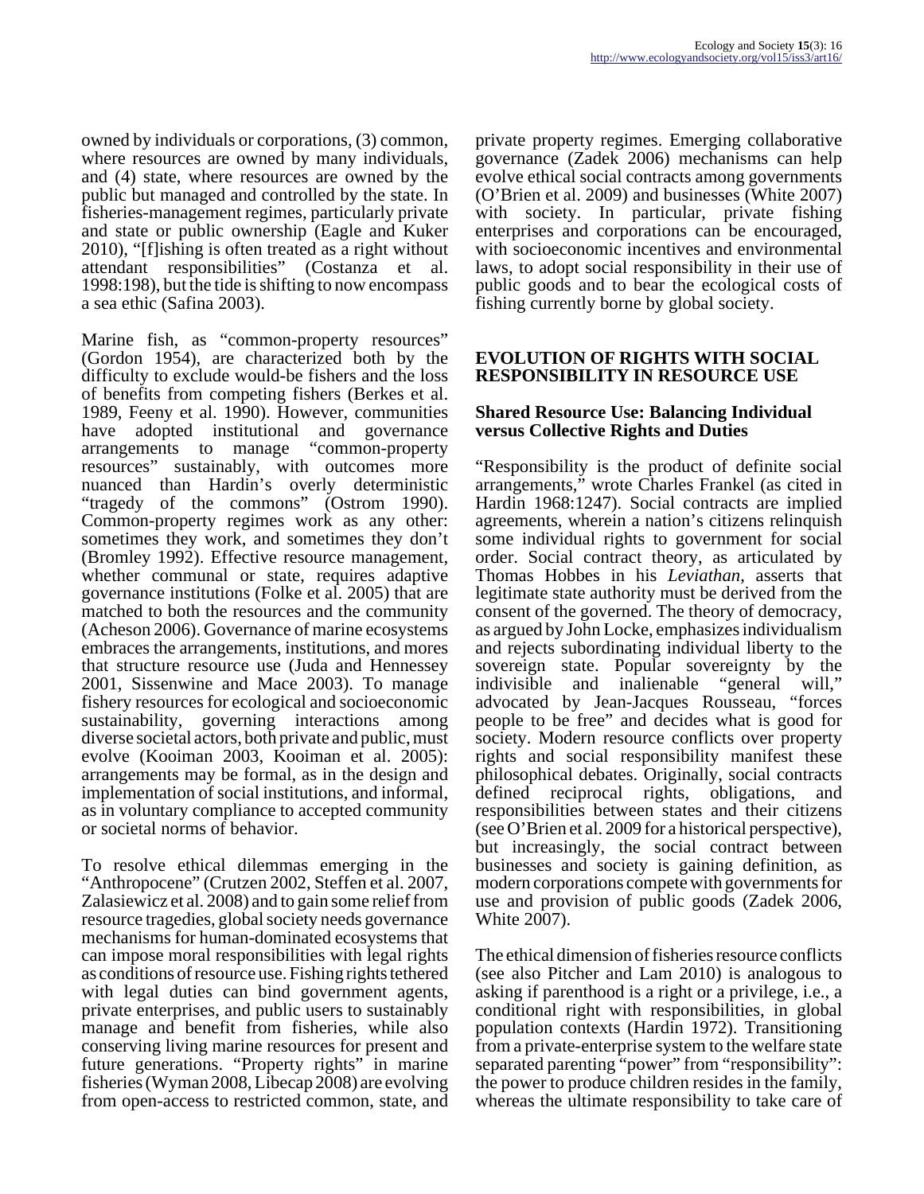owned by individuals or corporations, (3) common, where resources are owned by many individuals, and (4) state, where resources are owned by the public but managed and controlled by the state. In fisheries-management regimes, particularly private and state or public ownership (Eagle and Kuker 2010), "[f]ishing is often treated as a right without attendant responsibilities" (Costanza et al. 1998:198), but the tide is shifting to now encompass a sea ethic (Safina 2003).

Marine fish, as "common-property resources" (Gordon 1954), are characterized both by the difficulty to exclude would-be fishers and the loss of benefits from competing fishers (Berkes et al. 1989, Feeny et al. 1990). However, communities have adopted institutional and governance arrangements to manage "common-property resources" sustainably, with outcomes more nuanced than Hardin's overly deterministic "tragedy of the commons" (Ostrom 1990). Common-property regimes work as any other: sometimes they work, and sometimes they don't (Bromley 1992). Effective resource management, whether communal or state, requires adaptive governance institutions (Folke et al. 2005) that are matched to both the resources and the community (Acheson 2006). Governance of marine ecosystems embraces the arrangements, institutions, and mores that structure resource use (Juda and Hennessey 2001, Sissenwine and Mace 2003). To manage fishery resources for ecological and socioeconomic sustainability, governing interactions among diverse societal actors, both private and public, must evolve (Kooiman 2003, Kooiman et al. 2005): arrangements may be formal, as in the design and implementation of social institutions, and informal, as in voluntary compliance to accepted community or societal norms of behavior.

To resolve ethical dilemmas emerging in the "Anthropocene" (Crutzen 2002, Steffen et al. 2007, Zalasiewicz et al. 2008) and to gain some relief from resource tragedies, global society needs governance mechanisms for human-dominated ecosystems that can impose moral responsibilities with legal rights as conditions of resource use. Fishing rights tethered with legal duties can bind government agents, private enterprises, and public users to sustainably manage and benefit from fisheries, while also conserving living marine resources for present and future generations. "Property rights" in marine fisheries (Wyman 2008, Libecap 2008) are evolving from open-access to restricted common, state, and private property regimes. Emerging collaborative governance (Zadek 2006) mechanisms can help evolve ethical social contracts among governments (O'Brien et al. 2009) and businesses (White 2007) with society. In particular, private fishing enterprises and corporations can be encouraged, with socioeconomic incentives and environmental laws, to adopt social responsibility in their use of public goods and to bear the ecological costs of fishing currently borne by global society.

## EVOLUTION OF RIGHTS WITH SOCIAL RESPONSIBILITY IN RESOURCE USE

### Shared Resource Use: Balancing Individual versus Collective Rights and Duties

"Responsibility is the product of definite social arrangements," wrote Charles Frankel (as cited in Hardin 1968:1247). Social contracts are implied agreements, wherein a nation's citizens relinquish some individual rights to government for social order. Social contract theory, as articulated by Thomas Hobbes in his *Leviathan*, asserts that legitimate state authority must be derived from the consent of the governed. The theory of democracy, as argued by John Locke, emphasizes individualism and rejects subordinating individual liberty to the sovereign state. Popular sovereignty by the indivisible and inalienable "general will," advocated by Jean-Jacques Rousseau, "forces people to be free" and decides what is good for society. Modern resource conflicts over property rights and social responsibility manifest these philosophical debates. Originally, social contracts defined reciprocal rights, obligations, and responsibilities between states and their citizens (see O'Brien et al. 2009 for a historical perspective), but increasingly, the social contract between businesses and society is gaining definition, as modern corporations compete with governments for use and provision of public goods (Zadek 2006, White 2007).

The ethical dimension of fisheries resource conflicts (see also Pitcher and Lam 2010) is analogous to asking if parenthood is a right or a privilege, i.e., a conditional right with responsibilities, in global population contexts (Hardin 1972). Transitioning from a private-enterprise system to the welfare state separated parenting "power" from "responsibility": the power to produce children resides in the family, whereas the ultimate responsibility to take care of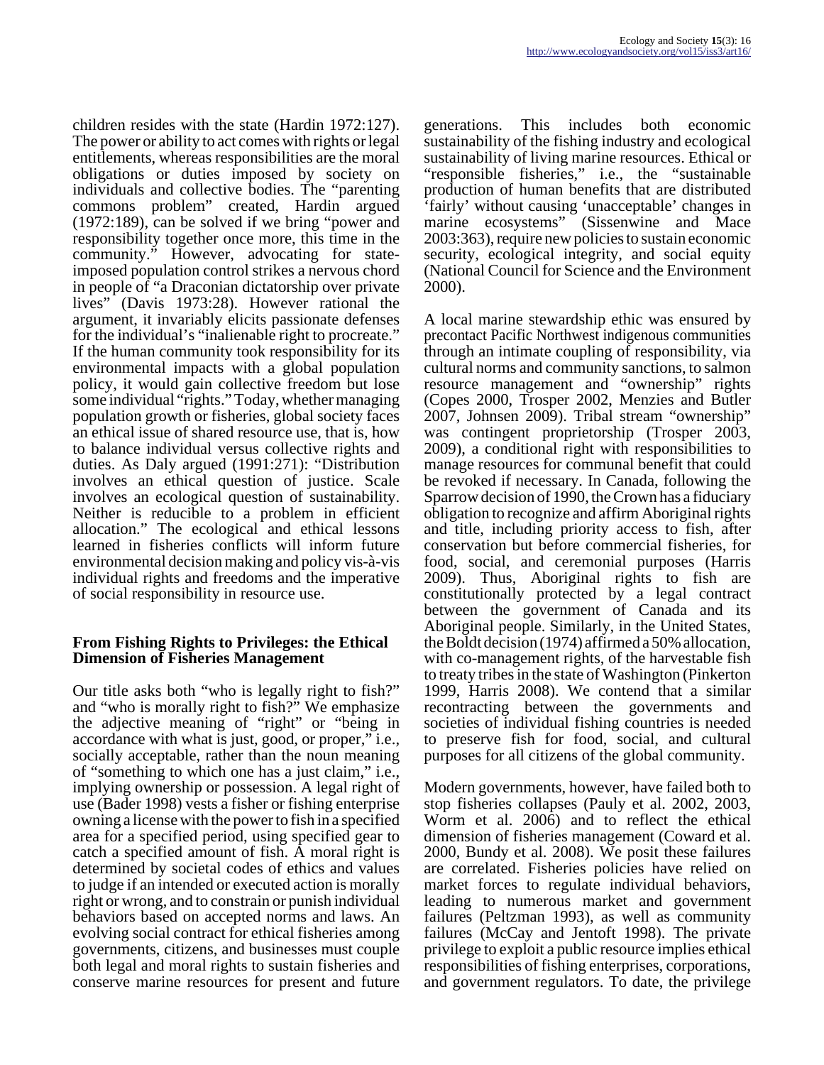children resides with the state (Hardin 1972:127). The power or ability to act comes with rights or legal entitlements, whereas responsibilities are the moral obligations or duties imposed by society on individuals and collective bodies. The "parenting commons problem" created, Hardin argued (1972:189), can be solved if we bring "power and responsibility together once more, this time in the community." However, advocating for state-imposed population control strikes a nervous chord in people of "a Draconian dictatorship over private lives" (Davis 1973:28). However rational the argument, it invariably elicits passionate defenses for the individual's "inalienable right to procreate." If the human community took responsibility for its environmental impacts with a global population policy, it would gain collective freedom but lose some individual "rights." Today, whether managing population growth or fisheries, global society faces an ethical issue of shared resource use, that is, how to balance individual versus collective rights and duties. As Daly argued (1991:271): "Distribution involves an ethical question of justice. Scale involves an ecological question of sustainability. Neither is reducible to a problem in efficient allocation." The ecological and ethical lessons learned in fisheries conflicts will inform future environmental decision making and policy vis-à-vis individual rights and freedoms and the imperative of social responsibility in resource use.

## From Fishing Rights to Privileges: the Ethical Dimension of Fisheries Management

Our title asks both "who is legally right to fish?" and "who is morally right to fish?" We emphasize the adjective meaning of "right" or "being in accordance with what is just, good, or proper," i.e., socially acceptable, rather than the noun meaning of "something to which one has a just claim," i.e., implying ownership or possession. A legal right of use (Bader 1998) vests a fisher or fishing enterprise owning a license with the power to fish in a specified area for a specified period, using specified gear to catch a specified amount of fish. A moral right is determined by societal codes of ethics and values to judge if an intended or executed action is morally right or wrong, and to constrain or punish individual behaviors based on accepted norms and laws. An evolving social contract for ethical fisheries among governments, citizens, and businesses must couple both legal and moral rights to sustain fisheries and conserve marine resources for present and future generations. This includes both economic sustainability of the fishing industry and ecological sustainability of living marine resources. Ethical or "responsible fisheries," i.e., the "sustainable production of human benefits that are distributed 'fairly' without causing 'unacceptable' changes in marine ecosystems" (Sissenwine and Mace 2003:363), require new policies to sustain economic security, ecological integrity, and social equity (National Council for Science and the Environment 2000).

A local marine stewardship ethic was ensured by precontact Pacific Northwest indigenous communities through an intimate coupling of responsibility, via cultural norms and community sanctions, to salmon resource management and "ownership" rights (Copes 2000, Trosper 2002, Menzies and Butler 2007, Johnsen 2009). Tribal stream "ownership" was contingent proprietorship (Trosper 2003, 2009), a conditional right with responsibilities to manage resources for communal benefit that could be revoked if necessary. In Canada, following the Sparrow decision of 1990, the Crown has a fiduciary obligation to recognize and affirm Aboriginal rights and title, including priority access to fish, after conservation but before commercial fisheries, for food, social, and ceremonial purposes (Harris 2009). Thus, Aboriginal rights to fish are constitutionally protected by a legal contract between the government of Canada and its Aboriginal people. Similarly, in the United States, the Boldt decision (1974) affirmed a 50% allocation, with co-management rights, of the harvestable fish to treaty tribes in the state of Washington (Pinkerton 1999, Harris 2008). We contend that a similar recontracting between the governments and societies of individual fishing countries is needed to preserve fish for food, social, and cultural purposes for all citizens of the global community.

Modern governments, however, have failed both to stop fisheries collapses (Pauly et al. 2002, 2003, Worm et al. 2006) and to reflect the ethical dimension of fisheries management (Coward et al. 2000, Bundy et al. 2008). We posit these failures are correlated. Fisheries policies have relied on market forces to regulate individual behaviors, leading to numerous market and government failures (Peltzman 1993), as well as community failures (McCay and Jentoft 1998). The private privilege to exploit a public resource implies ethical responsibilities of fishing enterprises, corporations, and government regulators. To date, the privilege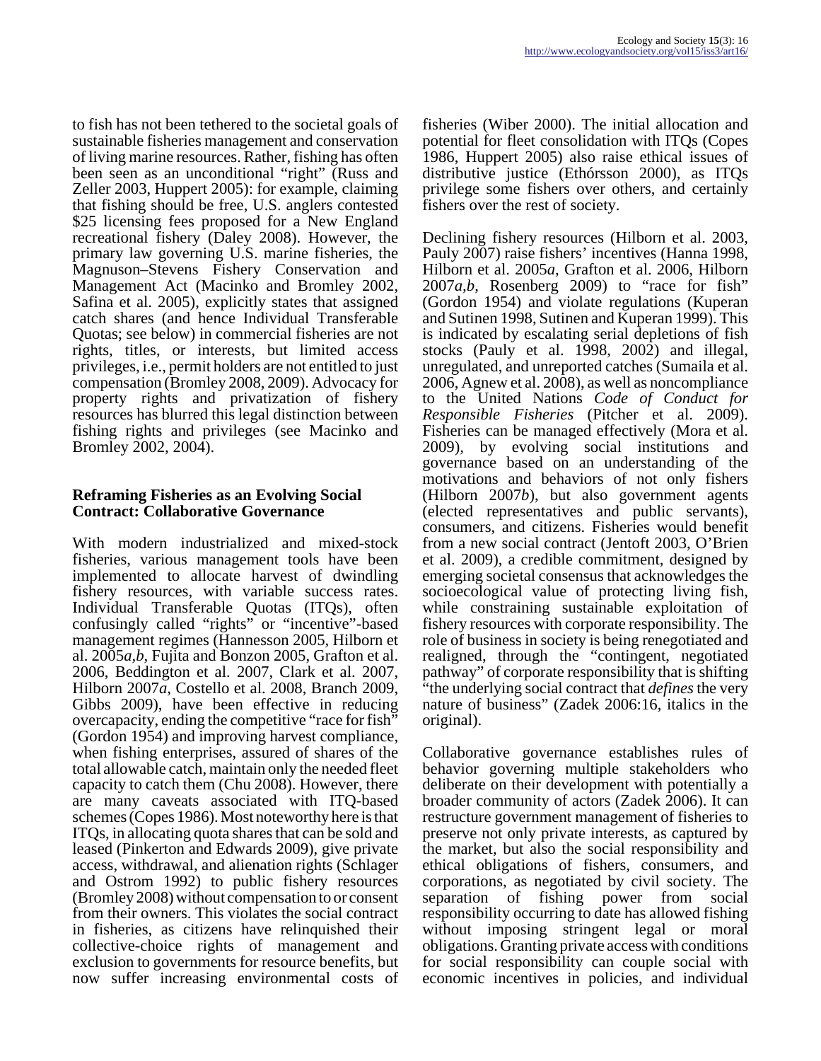to fish has not been tethered to the societal goals of sustainable fisheries management and conservation of living marine resources. Rather, fishing has often been seen as an unconditional "right" (Russ and Zeller 2003, Huppert 2005): for example, claiming that fishing should be free, U.S. anglers contested $25 licensing fees proposed for a New England recreational fishery (Daley 2008). However, the primary law governing U.S. marine fisheries, the Magnuson–Stevens Fishery Conservation and Management Act (Macinko and Bromley 2002, Safina et al. 2005), explicitly states that assigned catch shares (and hence Individual Transferable Quotas; see below) in commercial fisheries are not rights, titles, or interests, but limited access privileges, i.e., permit holders are not entitled to just compensation (Bromley 2008, 2009). Advocacy for property rights and privatization of fishery resources has blurred this legal distinction between fishing rights and privileges (see Macinko and Bromley 2002, 2004).

### Reframing Fisheries as an Evolving Social Contract: Collaborative Governance

With modern industrialized and mixed-stock fisheries, various management tools have been implemented to allocate harvest of dwindling fishery resources, with variable success rates. Individual Transferable Quotas (ITQs), often confusingly called "rights" or "incentive"-based management regimes (Hannesson 2005, Hilborn et al. 2005*a*,*b*, Fujita and Bonzon 2005, Grafton et al. 2006, Beddington et al. 2007, Clark et al. 2007, Hilborn 2007*a*, Costello et al. 2008, Branch 2009, Gibbs 2009), have been effective in reducing overcapacity, ending the competitive "race for fish" (Gordon 1954) and improving harvest compliance, when fishing enterprises, assured of shares of the total allowable catch, maintain only the needed fleet capacity to catch them (Chu 2008). However, there are many caveats associated with ITQ-based schemes (Copes 1986). Most noteworthy here is that ITQs, in allocating quota shares that can be sold and leased (Pinkerton and Edwards 2009), give private access, withdrawal, and alienation rights (Schlager and Ostrom 1992) to public fishery resources (Bromley 2008) without compensation to or consent from their owners. This violates the social contract in fisheries, as citizens have relinquished their collective-choice rights of management and exclusion to governments for resource benefits, but now suffer increasing environmental costs of fisheries (Wiber 2000). The initial allocation and potential for fleet consolidation with ITQs (Copes 1986, Huppert 2005) also raise ethical issues of distributive justice (Ethórsson 2000), as ITQs privilege some fishers over others, and certainly fishers over the rest of society.

Declining fishery resources (Hilborn et al. 2003, Pauly 2007) raise fishers' incentives (Hanna 1998, Hilborn et al. 2005*a*, Grafton et al. 2006, Hilborn 2007*a*,*b*, Rosenberg 2009) to "race for fish" (Gordon 1954) and violate regulations (Kuperan and Sutinen 1998, Sutinen and Kuperan 1999). This is indicated by escalating serial depletions of fish stocks (Pauly et al. 1998, 2002) and illegal, unregulated, and unreported catches (Sumaila et al. 2006, Agnew et al. 2008), as well as noncompliance to the United Nations *Code of Conduct for Responsible Fisheries* (Pitcher et al. 2009). Fisheries can be managed effectively (Mora et al. 2009), by evolving social institutions and governance based on an understanding of the motivations and behaviors of not only fishers (Hilborn 2007*b*), but also government agents (elected representatives and public servants), consumers, and citizens. Fisheries would benefit from a new social contract (Jentoft 2003, O'Brien et al. 2009), a credible commitment, designed by emerging societal consensus that acknowledges the socioecological value of protecting living fish, while constraining sustainable exploitation of fishery resources with corporate responsibility. The role of business in society is being renegotiated and realigned, through the "contingent, negotiated pathway" of corporate responsibility that is shifting "the underlying social contract that *defines* the very nature of business" (Zadek 2006:16, italics in the original).

Collaborative governance establishes rules of behavior governing multiple stakeholders who deliberate on their development with potentially a broader community of actors (Zadek 2006). It can restructure government management of fisheries to preserve not only private interests, as captured by the market, but also the social responsibility and ethical obligations of fishers, consumers, and corporations, as negotiated by civil society. The separation of fishing power from social responsibility occurring to date has allowed fishing without imposing stringent legal or moral obligations. Granting private access with conditions for social responsibility can couple social with economic incentives in policies, and individual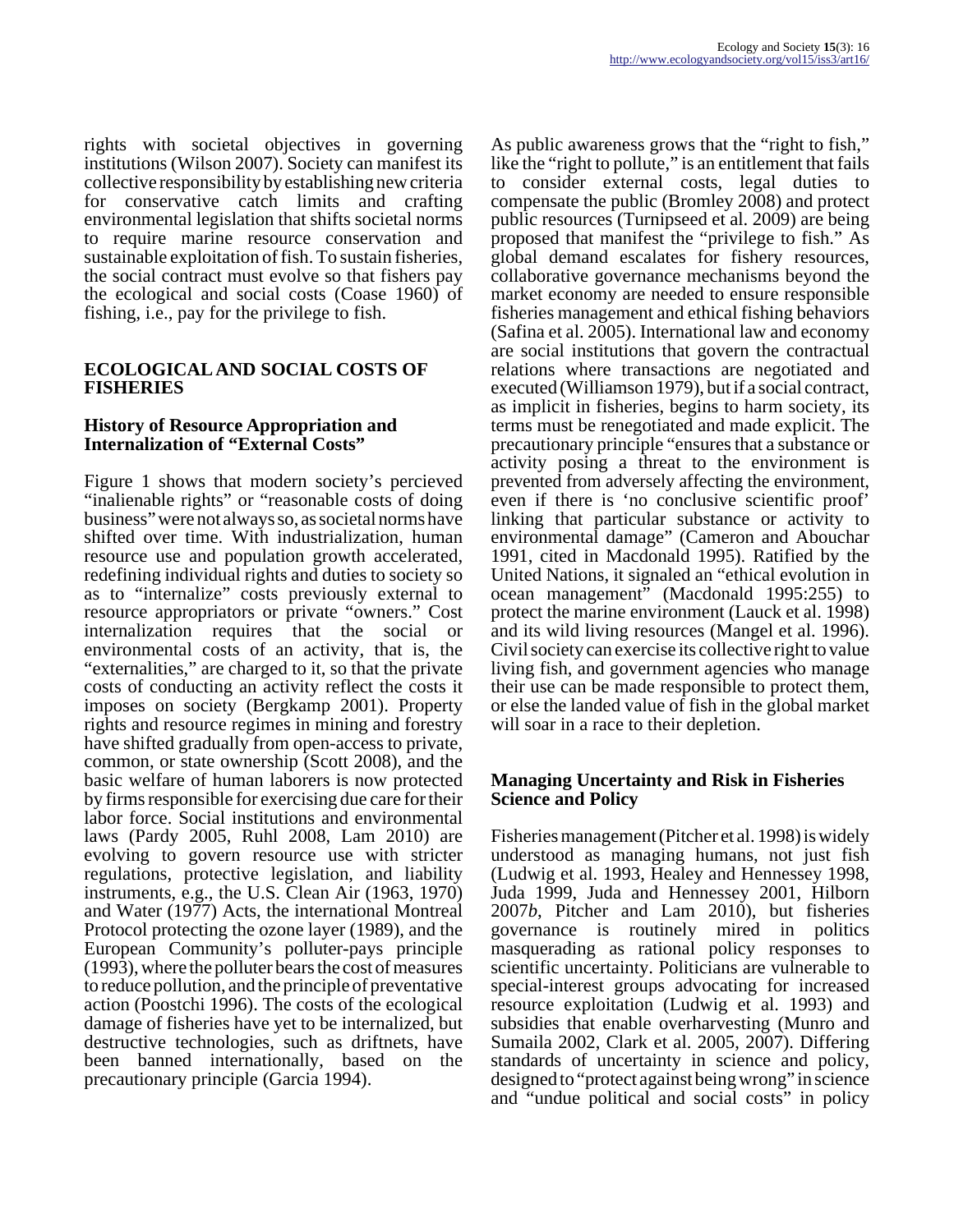rights with societal objectives in governing institutions (Wilson 2007). Society can manifest its collective responsibility by establishing new criteria for conservative catch limits and crafting environmental legislation that shifts societal norms to require marine resource conservation and sustainable exploitation of fish. To sustain fisheries, the social contract must evolve so that fishers pay the ecological and social costs (Coase 1960) of fishing, i.e., pay for the privilege to fish.

## ECOLOGICAL AND SOCIAL COSTS OF FISHERIES

### History of Resource Appropriation and Internalization of "External Costs"

Figure 1 shows that modern society's percieved "inalienable rights" or "reasonable costs of doing business" were not always so, as societal norms have shifted over time. With industrialization, human resource use and population growth accelerated, redefining individual rights and duties to society so as to "internalize" costs previously external to resource appropriators or private "owners." Cost internalization requires that the social or environmental costs of an activity, that is, the "externalities," are charged to it, so that the private costs of conducting an activity reflect the costs it imposes on society (Bergkamp 2001). Property rights and resource regimes in mining and forestry have shifted gradually from open-access to private, common, or state ownership (Scott 2008), and the basic welfare of human laborers is now protected by firms responsible for exercising due care for their labor force. Social institutions and environmental laws (Pardy 2005, Ruhl 2008, Lam 2010) are evolving to govern resource use with stricter regulations, protective legislation, and liability instruments, e.g., the U.S. Clean Air (1963, 1970) and Water (1977) Acts, the international Montreal Protocol protecting the ozone layer (1989), and the European Community's polluter-pays principle (1993), where the polluter bears the cost of measures to reduce pollution, and the principle of preventative action (Poostchi 1996). The costs of the ecological damage of fisheries have yet to be internalized, but destructive technologies, such as driftnets, have been banned internationally, based on the precautionary principle (Garcia 1994).

As public awareness grows that the "right to fish," like the "right to pollute," is an entitlement that fails to consider external costs, legal duties to compensate the public (Bromley 2008) and protect public resources (Turnipseed et al. 2009) are being proposed that manifest the "privilege to fish." As global demand escalates for fishery resources, collaborative governance mechanisms beyond the market economy are needed to ensure responsible fisheries management and ethical fishing behaviors (Safina et al. 2005). International law and economy are social institutions that govern the contractual relations where transactions are negotiated and executed (Williamson 1979), but if a social contract, as implicit in fisheries, begins to harm society, its terms must be renegotiated and made explicit. The precautionary principle "ensures that a substance or activity posing a threat to the environment is prevented from adversely affecting the environment, even if there is 'no conclusive scientific proof' linking that particular substance or activity to environmental damage" (Cameron and Abouchar 1991, cited in Macdonald 1995). Ratified by the United Nations, it signaled an "ethical evolution in ocean management" (Macdonald 1995:255) to protect the marine environment (Lauck et al. 1998) and its wild living resources (Mangel et al. 1996). Civil society can exercise its collective right to value living fish, and government agencies who manage their use can be made responsible to protect them, or else the landed value of fish in the global market will soar in a race to their depletion.

### Managing Uncertainty and Risk in Fisheries Science and Policy

Fisheries management (Pitcher et al. 1998) is widely understood as managing humans, not just fish (Ludwig et al. 1993, Healey and Hennessey 1998, Juda 1999, Juda and Hennessey 2001, Hilborn 2007*b*, Pitcher and Lam 2010), but fisheries governance is routinely mired in politics masquerading as rational policy responses to scientific uncertainty. Politicians are vulnerable to special-interest groups advocating for increased resource exploitation (Ludwig et al. 1993) and subsidies that enable overharvesting (Munro and Sumaila 2002, Clark et al. 2005, 2007). Differing standards of uncertainty in science and policy, designed to "protect against being wrong" in science and "undue political and social costs" in policy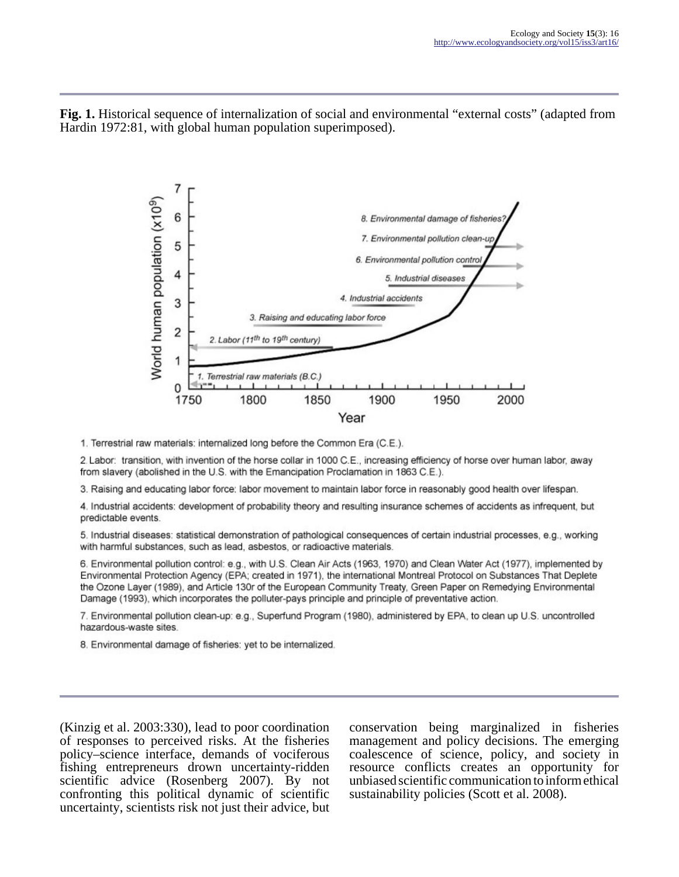**Fig. 1.** Historical sequence of internalization of social and environmental "external costs" (adapted from Hardin 1972:81, with global human population superimposed).

1. Terrestrial raw materials: internalized long before the Common Era (C.E.).

2. Labor: transition, with invention of the horse collar in 1000 C.E., increasing efficiency of horse over human labor, away from slavery (abolished in the U.S. with the Emancipation Proclamation in 1863 C.E.).

3. Raising and educating labor force: labor movement to maintain labor force in reasonably good health over lifespan.

4. Industrial accidents: development of probability theory and resulting insurance schemes of accidents as infrequent, but predictable events.

5. Industrial diseases: statistical demonstration of pathological consequences of certain industrial processes, e.g., working with harmful substances, such as lead, asbestos, or radioactive materials.

6. Environmental pollution control: e.g., with U.S. Clean Air Acts (1963, 1970) and Clean Water Act (1977), implemented by Environmental Protection Agency (EPA; created in 1971), the international Montreal Protocol on Substances That Deplete the Ozone Layer (1989), and Article 130r of the European Community Treaty, Green Paper on Remedying Environmental Damage (1993), which incorporates the polluter-pays principle and principle of preventative action.

7. Environmental pollution clean-up: e.g., Superfund Program (1980), administered by EPA, to clean up U.S. uncontrolled hazardous-waste sites.

8. Environmental damage of fisheries: yet to be internalized.

(Kinzig et al. 2003:330), lead to poor coordination of responses to perceived risks. At the fisheries policy–science interface, demands of vociferous fishing entrepreneurs drown uncertainty-ridden scientific advice (Rosenberg 2007). By not confronting this political dynamic of scientific uncertainty, scientists risk not just their advice, but conservation being marginalized in fisheries management and policy decisions. The emerging coalescence of science, policy, and society in resource conflicts creates an opportunity for unbiased scientific communication to inform ethical sustainability policies (Scott et al. 2008).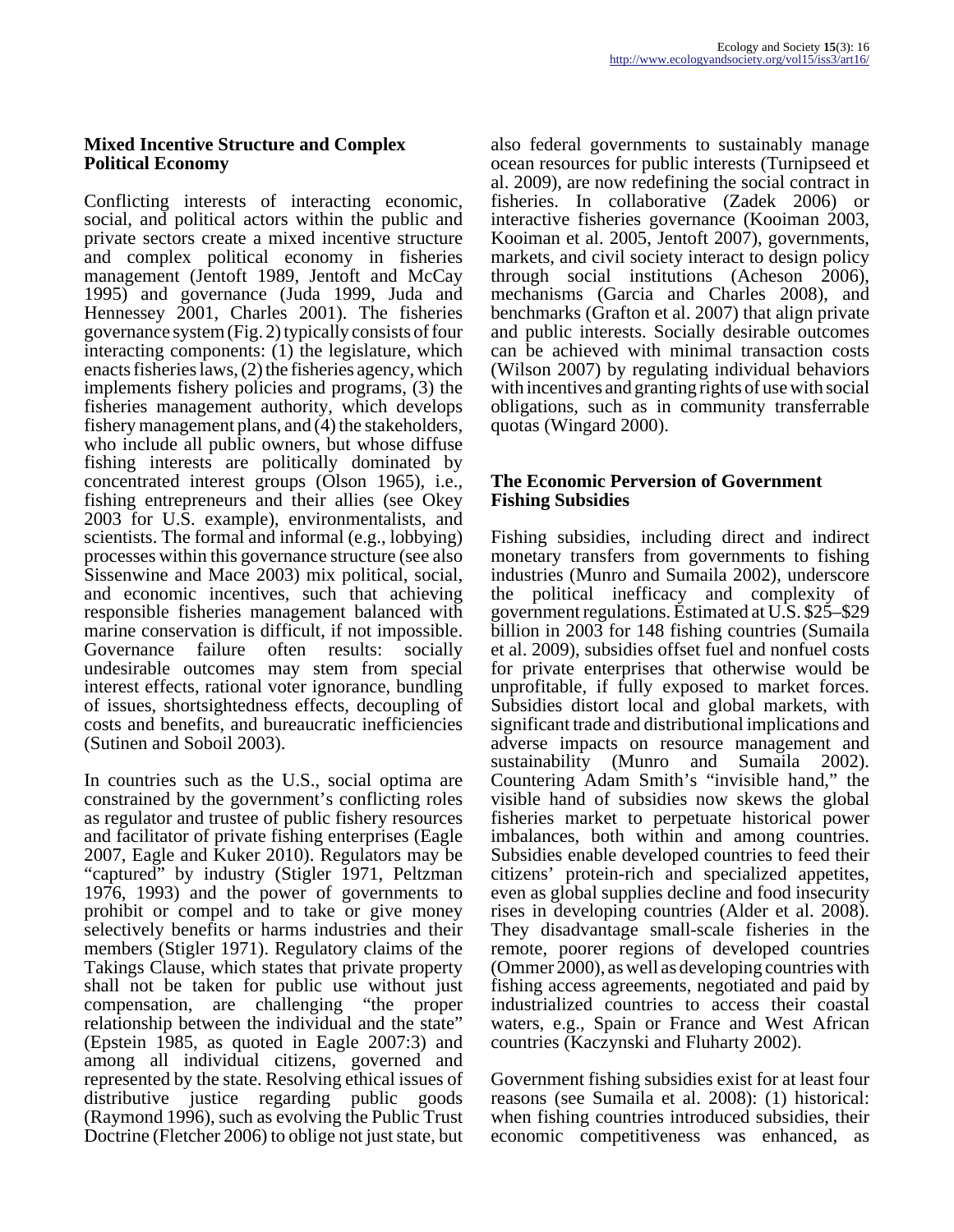### Mixed Incentive Structure and Complex Political Economy

Conflicting interests of interacting economic, social, and political actors within the public and private sectors create a mixed incentive structure and complex political economy in fisheries management (Jentoft 1989, Jentoft and McCay 1995) and governance (Juda 1999, Juda and Hennessey 2001, Charles 2001). The fisheries governance system (Fig. 2) typically consists of four interacting components: (1) the legislature, which enacts fisheries laws, (2) the fisheries agency, which implements fishery policies and programs, (3) the fisheries management authority, which develops fishery management plans, and (4) the stakeholders, who include all public owners, but whose diffuse fishing interests are politically dominated by concentrated interest groups (Olson 1965), i.e., fishing entrepreneurs and their allies (see Okey 2003 for U.S. example), environmentalists, and scientists. The formal and informal (e.g., lobbying) processes within this governance structure (see also Sissenwine and Mace 2003) mix political, social, and economic incentives, such that achieving responsible fisheries management balanced with marine conservation is difficult, if not impossible. Governance failure often results: socially undesirable outcomes may stem from special interest effects, rational voter ignorance, bundling of issues, shortsightedness effects, decoupling of costs and benefits, and bureaucratic inefficiencies (Sutinen and Soboil 2003).

In countries such as the U.S., social optima are constrained by the government's conflicting roles as regulator and trustee of public fishery resources and facilitator of private fishing enterprises (Eagle 2007, Eagle and Kuker 2010). Regulators may be "captured" by industry (Stigler 1971, Peltzman 1976, 1993) and the power of governments to prohibit or compel and to take or give money selectively benefits or harms industries and their members (Stigler 1971). Regulatory claims of the Takings Clause, which states that private property shall not be taken for public use without just compensation, are challenging "the proper relationship between the individual and the state" (Epstein 1985, as quoted in Eagle 2007:3) and among all individual citizens, governed and represented by the state. Resolving ethical issues of distributive justice regarding public goods (Raymond 1996), such as evolving the Public Trust Doctrine (Fletcher 2006) to oblige not just state, but also federal governments to sustainably manage ocean resources for public interests (Turnipseed et al. 2009), are now redefining the social contract in fisheries. In collaborative (Zadek 2006) or interactive fisheries governance (Kooiman 2003, Kooiman et al. 2005, Jentoft 2007), governments, markets, and civil society interact to design policy through social institutions (Acheson 2006), mechanisms (Garcia and Charles 2008), and benchmarks (Grafton et al. 2007) that align private and public interests. Socially desirable outcomes can be achieved with minimal transaction costs (Wilson 2007) by regulating individual behaviors with incentives and granting rights of use with social obligations, such as in community transferrable quotas (Wingard 2000).

### The Economic Perversion of Government Fishing Subsidies

Fishing subsidies, including direct and indirect monetary transfers from governments to fishing industries (Munro and Sumaila 2002), underscore the political inefficacy and complexity of government regulations. Estimated at U.S. $25–$29 billion in 2003 for 148 fishing countries (Sumaila et al. 2009), subsidies offset fuel and nonfuel costs for private enterprises that otherwise would be unprofitable, if fully exposed to market forces. Subsidies distort local and global markets, with significant trade and distributional implications and adverse impacts on resource management and sustainability (Munro and Sumaila 2002). Countering Adam Smith's "invisible hand," the visible hand of subsidies now skews the global fisheries market to perpetuate historical power imbalances, both within and among countries. Subsidies enable developed countries to feed their citizens' protein-rich and specialized appetites, even as global supplies decline and food insecurity rises in developing countries (Alder et al. 2008). They disadvantage small-scale fisheries in the remote, poorer regions of developed countries (Ommer 2000), as well as developing countries with fishing access agreements, negotiated and paid by industrialized countries to access their coastal waters, e.g., Spain or France and West African countries (Kaczynski and Fluharty 2002).

Government fishing subsidies exist for at least four reasons (see Sumaila et al. 2008): (1) historical: when fishing countries introduced subsidies, their economic competitiveness was enhanced, as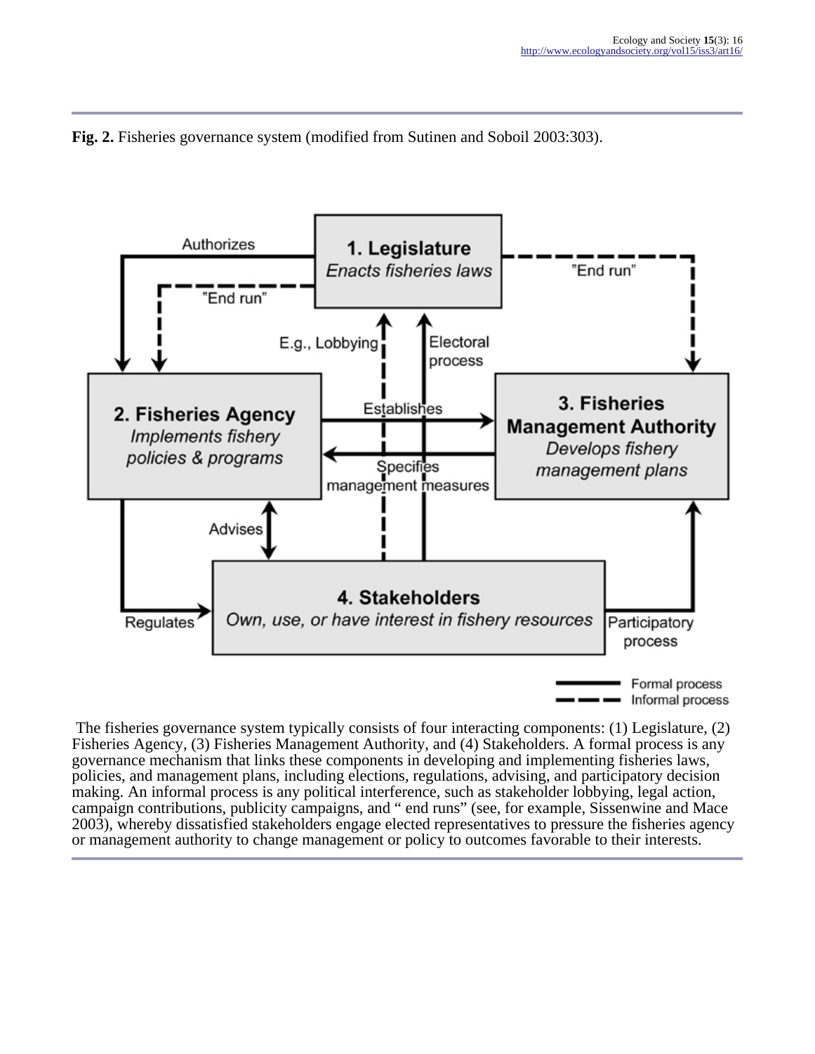**Fig. 2.** Fisheries governance system (modified from Sutinen and Soboil 2003:303).

The fisheries governance system typically consists of four interacting components: (1) Legislature, (2) Fisheries Agency, (3) Fisheries Management Authority, and (4) Stakeholders. A formal process is any governance mechanism that links these components in developing and implementing fisheries laws, policies, and management plans, including elections, regulations, advising, and participatory decision making. An informal process is any political interference, such as stakeholder lobbying, legal action, campaign contributions, publicity campaigns, and " end runs" (see, for example, Sissenwine and Mace 2003), whereby dissatisfied stakeholders engage elected representatives to pressure the fisheries agency or management authority to change management or policy to outcomes favorable to their interests.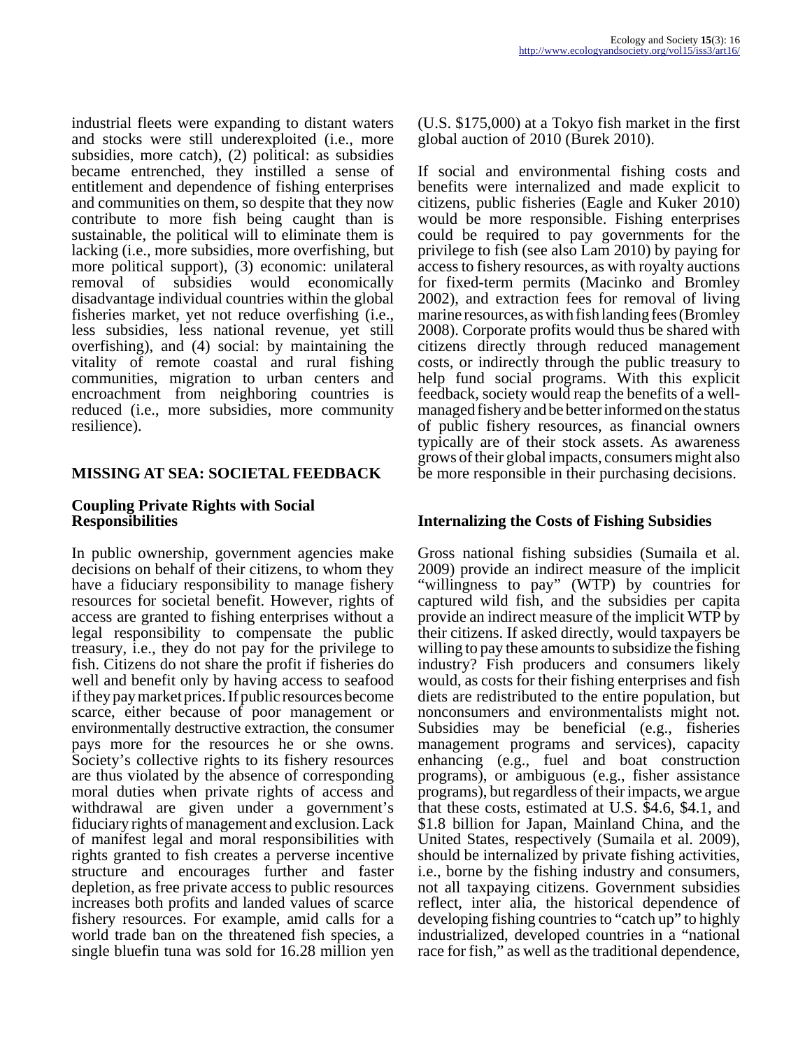industrial fleets were expanding to distant waters and stocks were still underexploited (i.e., more subsidies, more catch), (2) political: as subsidies became entrenched, they instilled a sense of entitlement and dependence of fishing enterprises and communities on them, so despite that they now contribute to more fish being caught than is sustainable, the political will to eliminate them is lacking (i.e., more subsidies, more overfishing, but more political support), (3) economic: unilateral removal of subsidies would economically disadvantage individual countries within the global fisheries market, yet not reduce overfishing (i.e., less subsidies, less national revenue, yet still overfishing), and (4) social: by maintaining the vitality of remote coastal and rural fishing communities, migration to urban centers and encroachment from neighboring countries is reduced (i.e., more subsidies, more community resilience).

## MISSING AT SEA: SOCIETAL FEEDBACK

### Coupling Private Rights with Social Responsibilities

In public ownership, government agencies make decisions on behalf of their citizens, to whom they have a fiduciary responsibility to manage fishery resources for societal benefit. However, rights of access are granted to fishing enterprises without a legal responsibility to compensate the public treasury, i.e., they do not pay for the privilege to fish. Citizens do not share the profit if fisheries do well and benefit only by having access to seafood if they pay market prices. If public resources become scarce, either because of poor management or environmentally destructive extraction, the consumer pays more for the resources he or she owns. Society's collective rights to its fishery resources are thus violated by the absence of corresponding moral duties when private rights of access and withdrawal are given under a government's fiduciary rights of management and exclusion. Lack of manifest legal and moral responsibilities with rights granted to fish creates a perverse incentive structure and encourages further and faster depletion, as free private access to public resources increases both profits and landed values of scarce fishery resources. For example, amid calls for a world trade ban on the threatened fish species, a single bluefin tuna was sold for 16.28 million yen (U.S. $175,000) at a Tokyo fish market in the first global auction of 2010 (Burek 2010).

If social and environmental fishing costs and benefits were internalized and made explicit to citizens, public fisheries (Eagle and Kuker 2010) would be more responsible. Fishing enterprises could be required to pay governments for the privilege to fish (see also Lam 2010) by paying for access to fishery resources, as with royalty auctions for fixed-term permits (Macinko and Bromley 2002), and extraction fees for removal of living marine resources, as with fish landing fees (Bromley 2008). Corporate profits would thus be shared with citizens directly through reduced management costs, or indirectly through the public treasury to help fund social programs. With this explicit feedback, society would reap the benefits of a well-managed fishery and be better informed on the status of public fishery resources, as financial owners typically are of their stock assets. As awareness grows of their global impacts, consumers might also be more responsible in their purchasing decisions.

### Internalizing the Costs of Fishing Subsidies

Gross national fishing subsidies (Sumaila et al. 2009) provide an indirect measure of the implicit "willingness to pay" (WTP) by countries for captured wild fish, and the subsidies per capita provide an indirect measure of the implicit WTP by their citizens. If asked directly, would taxpayers be willing to pay these amounts to subsidize the fishing industry? Fish producers and consumers likely would, as costs for their fishing enterprises and fish diets are redistributed to the entire population, but nonconsumers and environmentalists might not. Subsidies may be beneficial (e.g., fisheries management programs and services), capacity enhancing (e.g., fuel and boat construction programs), or ambiguous (e.g., fisher assistance programs), but regardless of their impacts, we argue that these costs, estimated at U.S. $4.6, $4.1, and $1.8 billion for Japan, Mainland China, and the United States, respectively (Sumaila et al. 2009), should be internalized by private fishing activities, i.e., borne by the fishing industry and consumers, not all taxpaying citizens. Government subsidies reflect, inter alia, the historical dependence of developing fishing countries to "catch up" to highly industrialized, developed countries in a "national race for fish," as well as the traditional dependence,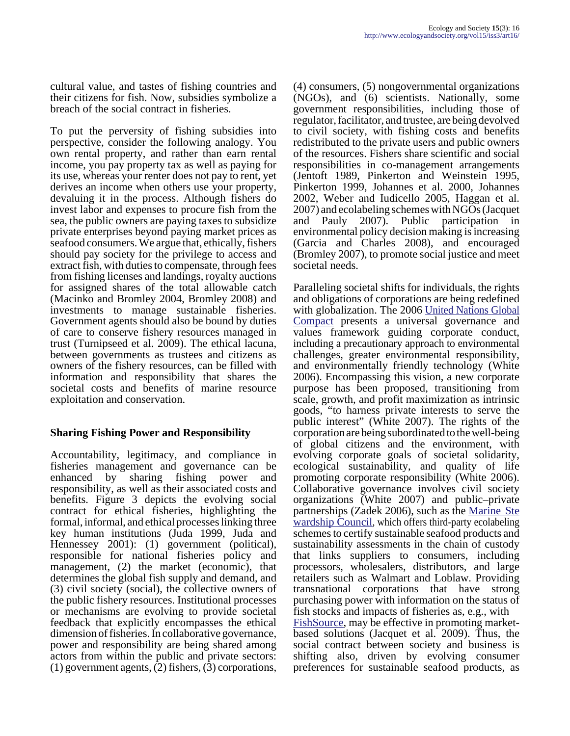cultural value, and tastes of fishing countries and their citizens for fish. Now, subsidies symbolize a breach of the social contract in fisheries.

To put the perversity of fishing subsidies into perspective, consider the following analogy. You own rental property, and rather than earn rental income, you pay property tax as well as paying for its use, whereas your renter does not pay to rent, yet derives an income when others use your property, devaluing it in the process. Although fishers do invest labor and expenses to procure fish from the sea, the public owners are paying taxes to subsidize private enterprises beyond paying market prices as seafood consumers. We argue that, ethically, fishers should pay society for the privilege to access and extract fish, with duties to compensate, through fees from fishing licenses and landings, royalty auctions for assigned shares of the total allowable catch (Macinko and Bromley 2004, Bromley 2008) and investments to manage sustainable fisheries. Government agents should also be bound by duties of care to conserve fishery resources managed in trust (Turnipseed et al. 2009). The ethical lacuna, between governments as trustees and citizens as owners of the fishery resources, can be filled with information and responsibility that shares the societal costs and benefits of marine resource exploitation and conservation.

## Sharing Fishing Power and Responsibility

Accountability, legitimacy, and compliance in fisheries management and governance can be enhanced by sharing fishing power and responsibility, as well as their associated costs and benefits. Figure 3 depicts the evolving social contract for ethical fisheries, highlighting the formal, informal, and ethical processes linking three key human institutions (Juda 1999, Juda and Hennessey 2001): (1) government (political), responsible for national fisheries policy and management, (2) the market (economic), that determines the global fish supply and demand, and (3) civil society (social), the collective owners of the public fishery resources. Institutional processes or mechanisms are evolving to provide societal feedback that explicitly encompasses the ethical dimension of fisheries. In collaborative governance, power and responsibility are being shared among actors from within the public and private sectors: (1) government agents, (2) fishers, (3) corporations, (4) consumers, (5) nongovernmental organizations (NGOs), and (6) scientists. Nationally, some government responsibilities, including those of regulator, facilitator, and trustee, are being devolved to civil society, with fishing costs and benefits redistributed to the private users and public owners of the resources. Fishers share scientific and social responsibilities in co-management arrangements (Jentoft 1989, Pinkerton and Weinstein 1995, Pinkerton 1999, Johannes et al. 2000, Johannes 2002, Weber and Iudicello 2005, Haggan et al. 2007) and ecolabeling schemes with NGOs (Jacquet and Pauly 2007). Public participation in environmental policy decision making is increasing (Garcia and Charles 2008), and encouraged (Bromley 2007), to promote social justice and meet societal needs.

Paralleling societal shifts for individuals, the rights and obligations of corporations are being redefined with globalization. The 2006 United Nations Global Compact presents a universal governance and values framework guiding corporate conduct, including a precautionary approach to environmental challenges, greater environmental responsibility, and environmentally friendly technology (White 2006). Encompassing this vision, a new corporate purpose has been proposed, transitioning from scale, growth, and profit maximization as intrinsic goods, "to harness private interests to serve the public interest" (White 2007). The rights of the corporation are being subordinated to the well-being of global citizens and the environment, with evolving corporate goals of societal solidarity, ecological sustainability, and quality of life promoting corporate responsibility (White 2006). Collaborative governance involves civil society organizations (White 2007) and public–private partnerships (Zadek 2006), such as the Marine Stewardship Council, which offers third-party ecolabeling schemes to certify sustainable seafood products and sustainability assessments in the chain of custody that links suppliers to consumers, including processors, wholesalers, distributors, and large retailers such as Walmart and Loblaw. Providing transnational corporations that have strong purchasing power with information on the status of fish stocks and impacts of fisheries as, e.g., with FishSource, may be effective in promoting market-based solutions (Jacquet et al. 2009). Thus, the social contract between society and business is shifting also, driven by evolving consumer preferences for sustainable seafood products, as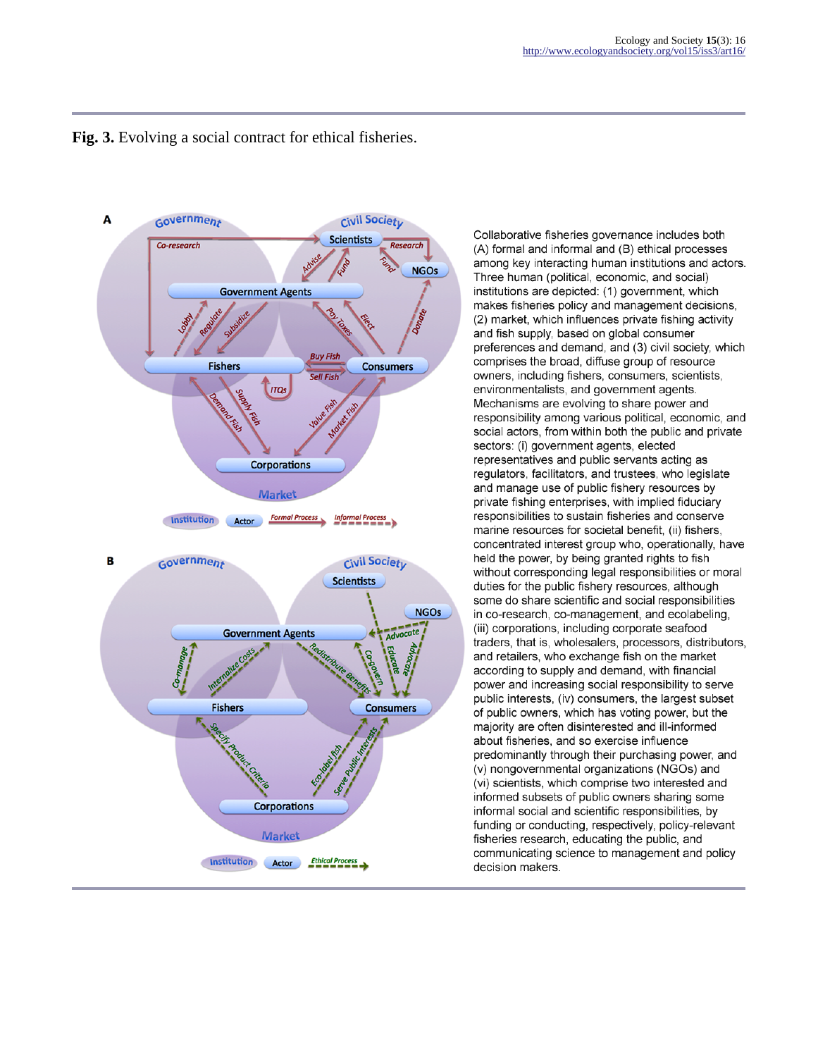**Fig. 3.** Evolving a social contract for ethical fisheries.

Collaborative fisheries governance includes both (A) formal and informal and (B) ethical processes among key interacting human institutions and actors. Three human (political, economic, and social) institutions are depicted: (1) government, which makes fisheries policy and management decisions, (2) market, which influences private fishing activity and fish supply, based on global consumer preferences and demand, and (3) civil society, which comprises the broad, diffuse group of resource owners, including fishers, consumers, scientists, environmentalists, and government agents. Mechanisms are evolving to share power and responsibility among various political, economic, and social actors, from within both the public and private sectors: (i) government agents, elected representatives and public servants acting as regulators, facilitators, and trustees, who legislate and manage use of public fishery resources by private fishing enterprises, with implied fiduciary responsibilities to sustain fisheries and conserve marine resources for societal benefit, (ii) fishers, concentrated interest group who, operationally, have held the power, by being granted rights to fish without corresponding legal responsibilities or moral duties for the public fishery resources, although some do share scientific and social responsibilities in co-research, co-management, and ecolabeling, (iii) corporations, including corporate seafood traders, that is, wholesalers, processors, distributors, and retailers, who exchange fish on the market according to supply and demand, with financial power and increasing social responsibility to serve public interests, (iv) consumers, the largest subset of public owners, which has voting power, but the majority are often disinterested and ill-informed about fisheries, and so exercise influence predominantly through their purchasing power, and (v) nongovernmental organizations (NGOs) and (vi) scientists, which comprise two interested and informed subsets of public owners sharing some informal social and scientific responsibilities, by funding or conducting, respectively, policy-relevant fisheries research, educating the public, and communicating science to management and policy decision makers.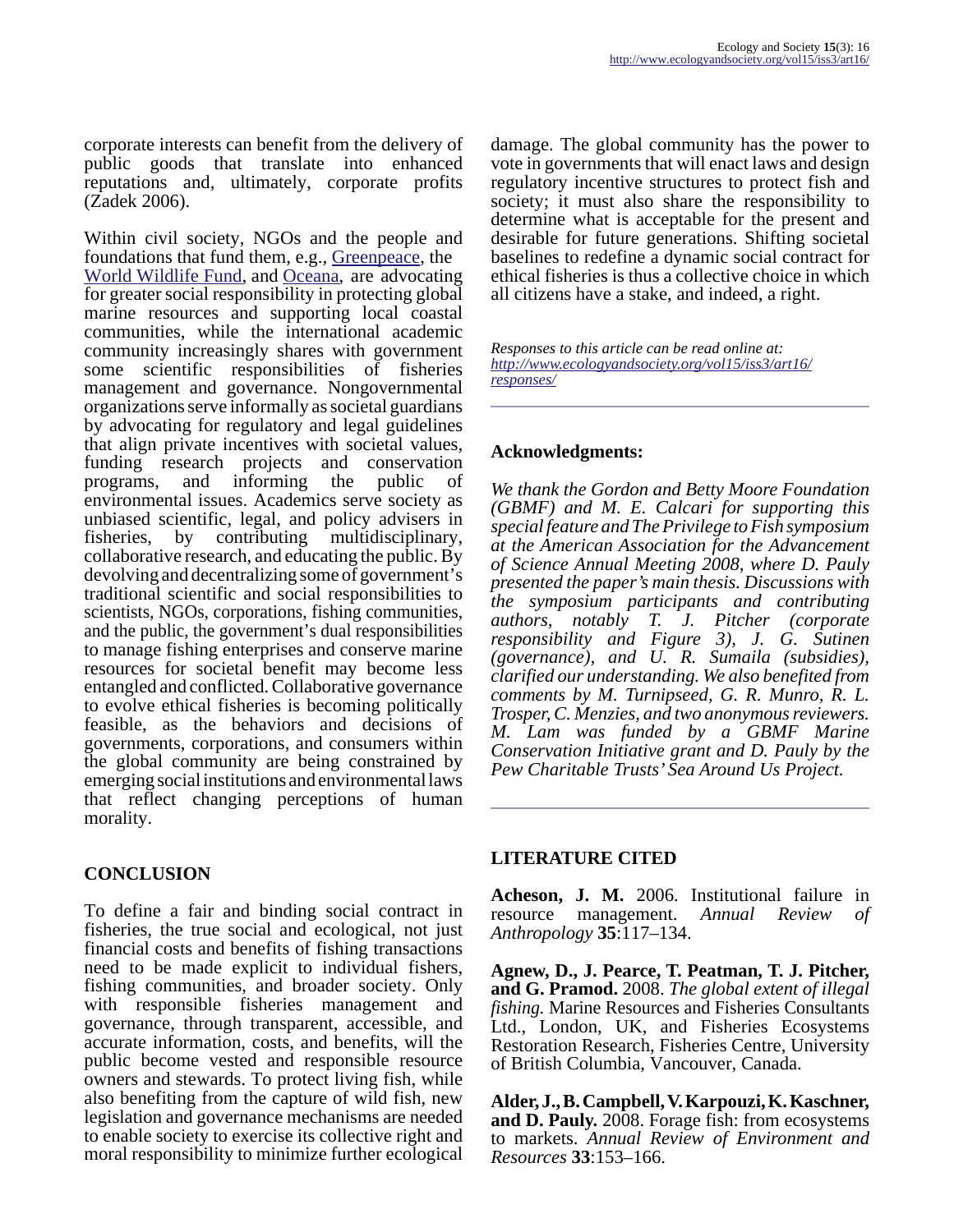corporate interests can benefit from the delivery of public goods that translate into enhanced reputations and, ultimately, corporate profits (Zadek 2006).

Within civil society, NGOs and the people and foundations that fund them, e.g., Greenpeace, the World Wildlife Fund, and Oceana, are advocating for greater social responsibility in protecting global marine resources and supporting local coastal communities, while the international academic community increasingly shares with government some scientific responsibilities of fisheries management and governance. Nongovernmental organizations serve informally as societal guardians by advocating for regulatory and legal guidelines that align private incentives with societal values, funding research projects and conservation programs, and informing the public of environmental issues. Academics serve society as unbiased scientific, legal, and policy advisers in fisheries, by contributing multidisciplinary, collaborative research, and educating the public. By devolving and decentralizing some of government's traditional scientific and social responsibilities to scientists, NGOs, corporations, fishing communities, and the public, the government's dual responsibilities to manage fishing enterprises and conserve marine resources for societal benefit may become less entangled and conflicted. Collaborative governance to evolve ethical fisheries is becoming politically feasible, as the behaviors and decisions of governments, corporations, and consumers within the global community are being constrained by emerging social institutions and environmental laws that reflect changing perceptions of human morality.

## CONCLUSION

To define a fair and binding social contract in fisheries, the true social and ecological, not just financial costs and benefits of fishing transactions need to be made explicit to individual fishers, fishing communities, and broader society. Only with responsible fisheries management and governance, through transparent, accessible, and accurate information, costs, and benefits, will the public become vested and responsible resource owners and stewards. To protect living fish, while also benefiting from the capture of wild fish, new legislation and governance mechanisms are needed to enable society to exercise its collective right and moral responsibility to minimize further ecological damage. The global community has the power to vote in governments that will enact laws and design regulatory incentive structures to protect fish and society; it must also share the responsibility to determine what is acceptable for the present and desirable for future generations. Shifting societal baselines to redefine a dynamic social contract for ethical fisheries is thus a collective choice in which all citizens have a stake, and indeed, a right.

*Responses to this article can be read online at:* *http://www.ecologyandsociety.org/vol15/iss3/art16/responses/*

## Acknowledgments:

*We thank the Gordon and Betty Moore Foundation (GBMF) and M. E. Calcari for supporting this special feature and The Privilege to Fish symposium at the American Association for the Advancement of Science Annual Meeting 2008, where D. Pauly presented the paper's main thesis. Discussions with the symposium participants and contributing authors, notably T. J. Pitcher (corporate responsibility and Figure 3), J. G. Sutinen (governance), and U. R. Sumaila (subsidies), clarified our understanding. We also benefited from comments by M. Turnipseed, G. R. Munro, R. L. Trosper, C. Menzies, and two anonymous reviewers. M. Lam was funded by a GBMF Marine Conservation Initiative grant and D. Pauly by the Pew Charitable Trusts' Sea Around Us Project.*

## LITERATURE CITED

**Acheson, J. M.** 2006. Institutional failure in resource management. *Annual Review of Anthropology* **35**:117–134.

**Agnew, D., J. Pearce, T. Peatman, T. J. Pitcher, and G. Pramod.** 2008. *The global extent of illegal fishing.* Marine Resources and Fisheries Consultants Ltd., London, UK, and Fisheries Ecosystems Restoration Research, Fisheries Centre, University of British Columbia, Vancouver, Canada.

**Alder, J., B. Campbell, V. Karpouzi, K. Kaschner, and D. Pauly.** 2008. Forage fish: from ecosystems to markets. *Annual Review of Environment and Resources* **33**:153–166.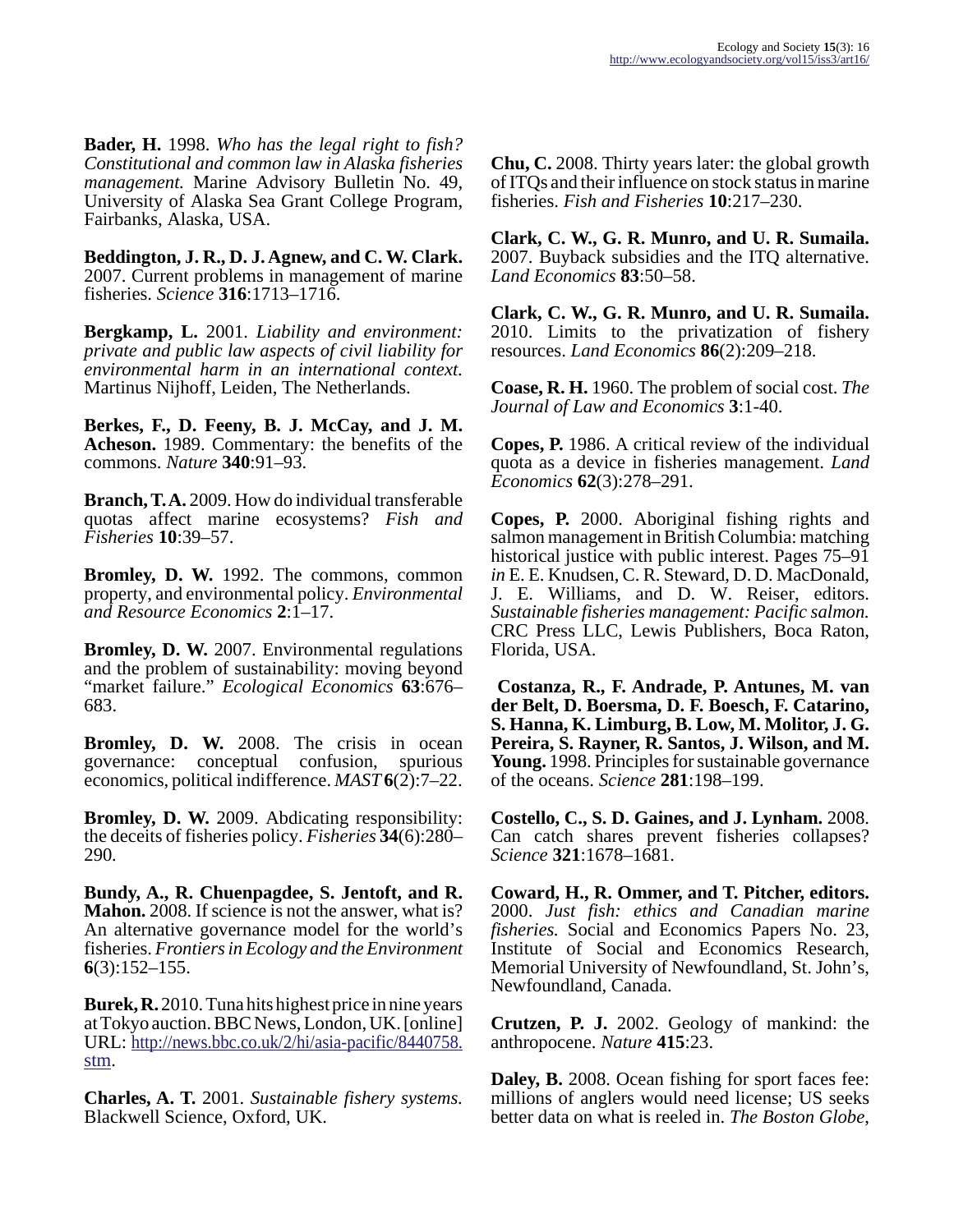**Bader, H.** 1998. *Who has the legal right to fish? Constitutional and common law in Alaska fisheries management.* Marine Advisory Bulletin No. 49, University of Alaska Sea Grant College Program, Fairbanks, Alaska, USA.

**Beddington, J. R., D. J. Agnew, and C. W. Clark.** 2007. Current problems in management of marine fisheries. *Science* **316**:1713–1716.

**Bergkamp, L.** 2001. *Liability and environment: private and public law aspects of civil liability for environmental harm in an international context.* Martinus Nijhoff, Leiden, The Netherlands.

**Berkes, F., D. Feeny, B. J. McCay, and J. M. Acheson.** 1989. Commentary: the benefits of the commons. *Nature* **340**:91–93.

**Branch, T. A.** 2009. How do individual transferable quotas affect marine ecosystems? *Fish and Fisheries* **10**:39–57.

**Bromley, D. W.** 1992. The commons, common property, and environmental policy. *Environmental and Resource Economics* **2**:1–17.

**Bromley, D. W.** 2007. Environmental regulations and the problem of sustainability: moving beyond "market failure." *Ecological Economics* **63**:676–683.

**Bromley, D. W.** 2008. The crisis in ocean governance: conceptual confusion, spurious economics, political indifference. *MAST* **6**(2):7–22.

**Bromley, D. W.** 2009. Abdicating responsibility: the deceits of fisheries policy. *Fisheries* **34**(6):280–290.

**Bundy, A., R. Chuenpagdee, S. Jentoft, and R. Mahon.** 2008. If science is not the answer, what is? An alternative governance model for the world's fisheries. *Frontiers in Ecology and the Environment* **6**(3):152–155.

**Burek, R.** 2010. Tuna hits highest price in nine years at Tokyo auction. BBC News, London, UK. [online] URL: http://news.bbc.co.uk/2/hi/asia-pacific/8440758.stm.

**Charles, A. T.** 2001. *Sustainable fishery systems.* Blackwell Science, Oxford, UK.

**Chu, C.** 2008. Thirty years later: the global growth of ITQs and their influence on stock status in marine fisheries. *Fish and Fisheries* **10**:217–230.

**Clark, C. W., G. R. Munro, and U. R. Sumaila.** 2007. Buyback subsidies and the ITQ alternative. *Land Economics* **83**:50–58.

**Clark, C. W., G. R. Munro, and U. R. Sumaila.** 2010. Limits to the privatization of fishery resources. *Land Economics* **86**(2):209–218.

**Coase, R. H.** 1960. The problem of social cost. *The Journal of Law and Economics* **3**:1-40.

**Copes, P.** 1986. A critical review of the individual quota as a device in fisheries management. *Land Economics* **62**(3):278–291.

**Copes, P.** 2000. Aboriginal fishing rights and salmon management in British Columbia: matching historical justice with public interest. Pages 75–91 *in* E. E. Knudsen, C. R. Steward, D. D. MacDonald, J. E. Williams, and D. W. Reiser, editors. *Sustainable fisheries management: Pacific salmon.* CRC Press LLC, Lewis Publishers, Boca Raton, Florida, USA.

**Costanza, R., F. Andrade, P. Antunes, M. van der Belt, D. Boersma, D. F. Boesch, F. Catarino, S. Hanna, K. Limburg, B. Low, M. Molitor, J. G. Pereira, S. Rayner, R. Santos, J. Wilson, and M. Young.** 1998. Principles for sustainable governance of the oceans. *Science* **281**:198–199.

**Costello, C., S. D. Gaines, and J. Lynham.** 2008. Can catch shares prevent fisheries collapses? *Science* **321**:1678–1681.

**Coward, H., R. Ommer, and T. Pitcher, editors.** 2000. *Just fish: ethics and Canadian marine fisheries.* Social and Economics Papers No. 23, Institute of Social and Economics Research, Memorial University of Newfoundland, St. John's, Newfoundland, Canada.

**Crutzen, P. J.** 2002. Geology of mankind: the anthropocene. *Nature* **415**:23.

**Daley, B.** 2008. Ocean fishing for sport faces fee: millions of anglers would need license; US seeks better data on what is reeled in. *The Boston Globe*,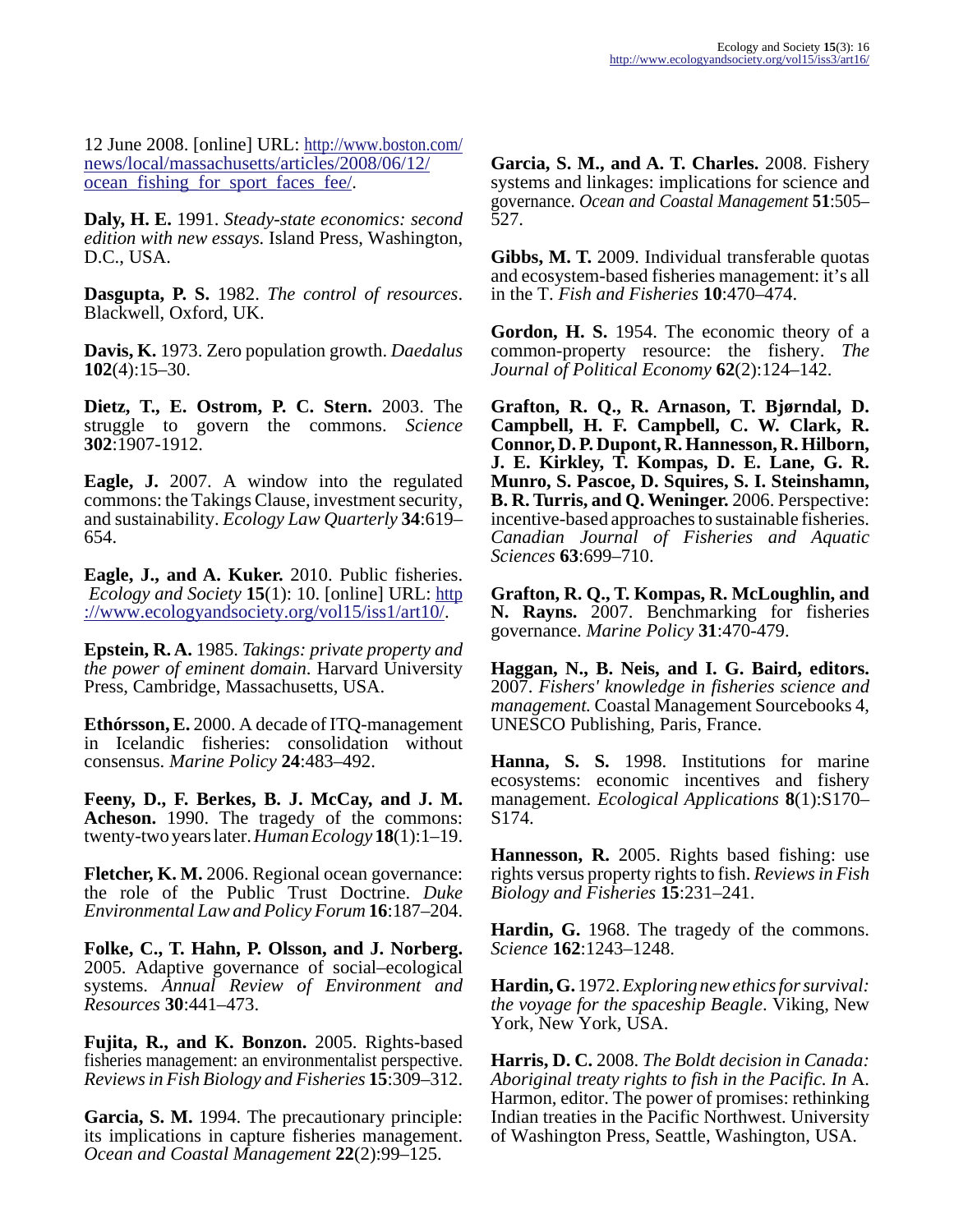12 June 2008. [online] URL: http://www.boston.com/news/local/massachusetts/articles/2008/06/12/ocean_fishing_for_sport_faces_fee/.

**Daly, H. E.** 1991. *Steady-state economics: second edition with new essays.* Island Press, Washington, D.C., USA.

**Dasgupta, P. S.** 1982. *The control of resources*. Blackwell, Oxford, UK.

**Davis, K.** 1973. Zero population growth. *Daedalus* **102**(4):15–30.

**Dietz, T., E. Ostrom, P. C. Stern.** 2003. The struggle to govern the commons. *Science* **302**:1907-1912.

**Eagle, J.** 2007. A window into the regulated commons: the Takings Clause, investment security, and sustainability. *Ecology Law Quarterly* **34**:619–654.

**Eagle, J., and A. Kuker.** 2010. Public fisheries. *Ecology and Society* **15**(1): 10. [online] URL: http://www.ecologyandsociety.org/vol15/iss1/art10/.

**Epstein, R. A.** 1985. *Takings: private property and the power of eminent domain*. Harvard University Press, Cambridge, Massachusetts, USA.

**Ethórsson, E.** 2000. A decade of ITQ-management in Icelandic fisheries: consolidation without consensus. *Marine Policy* **24**:483–492.

**Feeny, D., F. Berkes, B. J. McCay, and J. M. Acheson.** 1990. The tragedy of the commons: twenty-two years later. *Human Ecology* **18**(1):1–19.

**Fletcher, K. M.** 2006. Regional ocean governance: the role of the Public Trust Doctrine. *Duke Environmental Law and Policy Forum* **16**:187–204.

**Folke, C., T. Hahn, P. Olsson, and J. Norberg.** 2005. Adaptive governance of social–ecological systems. *Annual Review of Environment and Resources* **30**:441–473.

**Fujita, R., and K. Bonzon.** 2005. Rights-based fisheries management: an environmentalist perspective. *Reviews in Fish Biology and Fisheries* **15**:309–312.

**Garcia, S. M.** 1994. The precautionary principle: its implications in capture fisheries management. *Ocean and Coastal Management* **22**(2):99–125.

**Garcia, S. M., and A. T. Charles.** 2008. Fishery systems and linkages: implications for science and governance. *Ocean and Coastal Management* **51**:505–527.

**Gibbs, M. T.** 2009. Individual transferable quotas and ecosystem-based fisheries management: it's all in the T. *Fish and Fisheries* **10**:470–474.

**Gordon, H. S.** 1954. The economic theory of a common-property resource: the fishery. *The Journal of Political Economy* **62**(2):124–142.

**Grafton, R. Q., R. Arnason, T. Bjørndal, D. Campbell, H. F. Campbell, C. W. Clark, R. Connor, D. P. Dupont, R. Hannesson, R. Hilborn, J. E. Kirkley, T. Kompas, D. E. Lane, G. R. Munro, S. Pascoe, D. Squires, S. I. Steinshamn, B. R. Turris, and Q. Weninger.** 2006. Perspective: incentive-based approaches to sustainable fisheries. *Canadian Journal of Fisheries and Aquatic Sciences* **63**:699–710.

**Grafton, R. Q., T. Kompas, R. McLoughlin, and N. Rayns.** 2007. Benchmarking for fisheries governance. *Marine Policy* **31**:470-479.

**Haggan, N., B. Neis, and I. G. Baird, editors.** 2007. *Fishers' knowledge in fisheries science and management.* Coastal Management Sourcebooks 4, UNESCO Publishing, Paris, France.

**Hanna, S. S.** 1998. Institutions for marine ecosystems: economic incentives and fishery management. *Ecological Applications* **8**(1):S170–S174.

**Hannesson, R.** 2005. Rights based fishing: use rights versus property rights to fish. *Reviews in Fish Biology and Fisheries* **15**:231–241.

**Hardin, G.** 1968. The tragedy of the commons. *Science* **162**:1243–1248.

**Hardin, G.** 1972. *Exploring new ethics for survival: the voyage for the spaceship Beagle*. Viking, New York, New York, USA.

**Harris, D. C.** 2008. *The Boldt decision in Canada: Aboriginal treaty rights to fish in the Pacific*. *In* A. Harmon, editor. The power of promises: rethinking Indian treaties in the Pacific Northwest. University of Washington Press, Seattle, Washington, USA.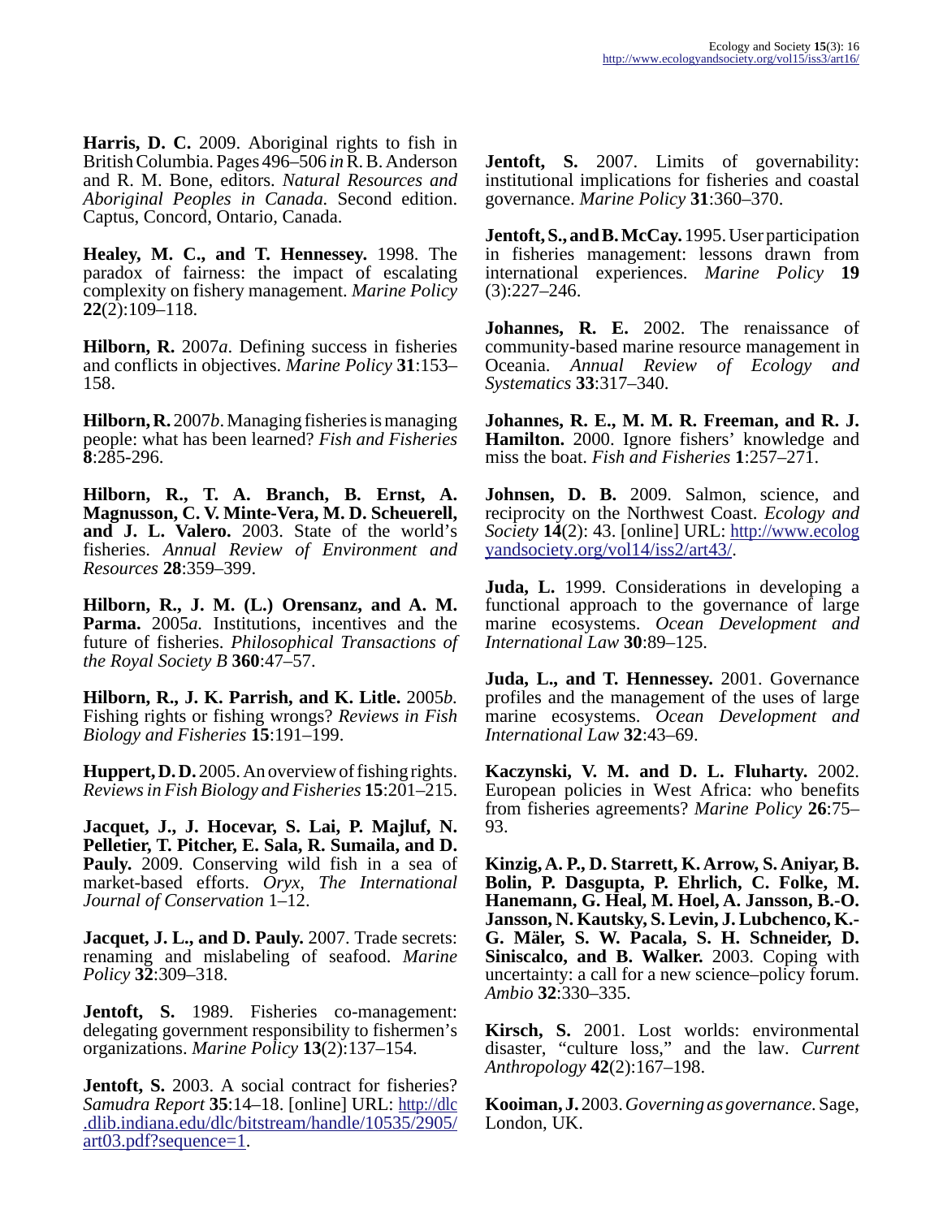**Harris, D. C.** 2009. Aboriginal rights to fish in British Columbia. Pages 496–506 *in* R. B. Anderson and R. M. Bone, editors. *Natural Resources and Aboriginal Peoples in Canada.* Second edition. Captus, Concord, Ontario, Canada.

**Healey, M. C., and T. Hennessey.** 1998. The paradox of fairness: the impact of escalating complexity on fishery management. *Marine Policy* **22**(2):109–118.

**Hilborn, R.** 2007*a*. Defining success in fisheries and conflicts in objectives. *Marine Policy* **31**:153–158.

**Hilborn, R.** 2007*b*. Managing fisheries is managing people: what has been learned? *Fish and Fisheries* **8**:285-296.

**Hilborn, R., T. A. Branch, B. Ernst, A. Magnusson, C. V. Minte-Vera, M. D. Scheuerell, and J. L. Valero.** 2003. State of the world's fisheries. *Annual Review of Environment and Resources* **28**:359–399.

**Hilborn, R., J. M. (L.) Orensanz, and A. M. Parma.** 2005*a*. Institutions, incentives and the future of fisheries. *Philosophical Transactions of the Royal Society B* **360**:47–57.

**Hilborn, R., J. K. Parrish, and K. Litle.** 2005*b*. Fishing rights or fishing wrongs? *Reviews in Fish Biology and Fisheries* **15**:191–199.

**Huppert, D. D.** 2005. An overview of fishing rights. *Reviews in Fish Biology and Fisheries* **15**:201–215.

**Jacquet, J., J. Hocevar, S. Lai, P. Majluf, N. Pelletier, T. Pitcher, E. Sala, R. Sumaila, and D. Pauly.** 2009. Conserving wild fish in a sea of market-based efforts. *Oryx, The International Journal of Conservation* 1–12.

**Jacquet, J. L., and D. Pauly.** 2007. Trade secrets: renaming and mislabeling of seafood. *Marine Policy* **32**:309–318.

**Jentoft, S.** 1989. Fisheries co-management: delegating government responsibility to fishermen's organizations. *Marine Policy* **13**(2):137–154.

**Jentoft, S.** 2003. A social contract for fisheries? *Samudra Report* **35**:14–18. [online] URL: http://dlc.dlib.indiana.edu/dlc/bitstream/handle/10535/2905/art03.pdf?sequence=1.

**Jentoft, S.** 2007. Limits of governability: institutional implications for fisheries and coastal governance. *Marine Policy* **31**:360–370.

**Jentoft, S., and B. McCay.** 1995. User participation in fisheries management: lessons drawn from international experiences. *Marine Policy* **19**(3):227–246.

**Johannes, R. E.** 2002. The renaissance of community-based marine resource management in Oceania. *Annual Review of Ecology and Systematics* **33**:317–340.

**Johannes, R. E., M. M. R. Freeman, and R. J. Hamilton.** 2000. Ignore fishers' knowledge and miss the boat. *Fish and Fisheries* **1**:257–271.

**Johnsen, D. B.** 2009. Salmon, science, and reciprocity on the Northwest Coast. *Ecology and Society* **14**(2): 43. [online] URL: http://www.ecologyandsociety.org/vol14/iss2/art43/.

**Juda, L.** 1999. Considerations in developing a functional approach to the governance of large marine ecosystems. *Ocean Development and International Law* **30**:89–125.

**Juda, L., and T. Hennessey.** 2001. Governance profiles and the management of the uses of large marine ecosystems. *Ocean Development and International Law* **32**:43–69.

**Kaczynski, V. M. and D. L. Fluharty.** 2002. European policies in West Africa: who benefits from fisheries agreements? *Marine Policy* **26**:75–93.

**Kinzig, A. P., D. Starrett, K. Arrow, S. Aniyar, B. Bolin, P. Dasgupta, P. Ehrlich, C. Folke, M. Hanemann, G. Heal, M. Hoel, A. Jansson, B.-O. Jansson, N. Kautsky, S. Levin, J. Lubchenco, K.-G. Mäler, S. W. Pacala, S. H. Schneider, D. Siniscalco, and B. Walker.** 2003. Coping with uncertainty: a call for a new science–policy forum. *Ambio* **32**:330–335.

**Kirsch, S.** 2001. Lost worlds: environmental disaster, "culture loss," and the law. *Current Anthropology* **42**(2):167–198.

**Kooiman, J.** 2003. *Governing as governance.* Sage, London, UK.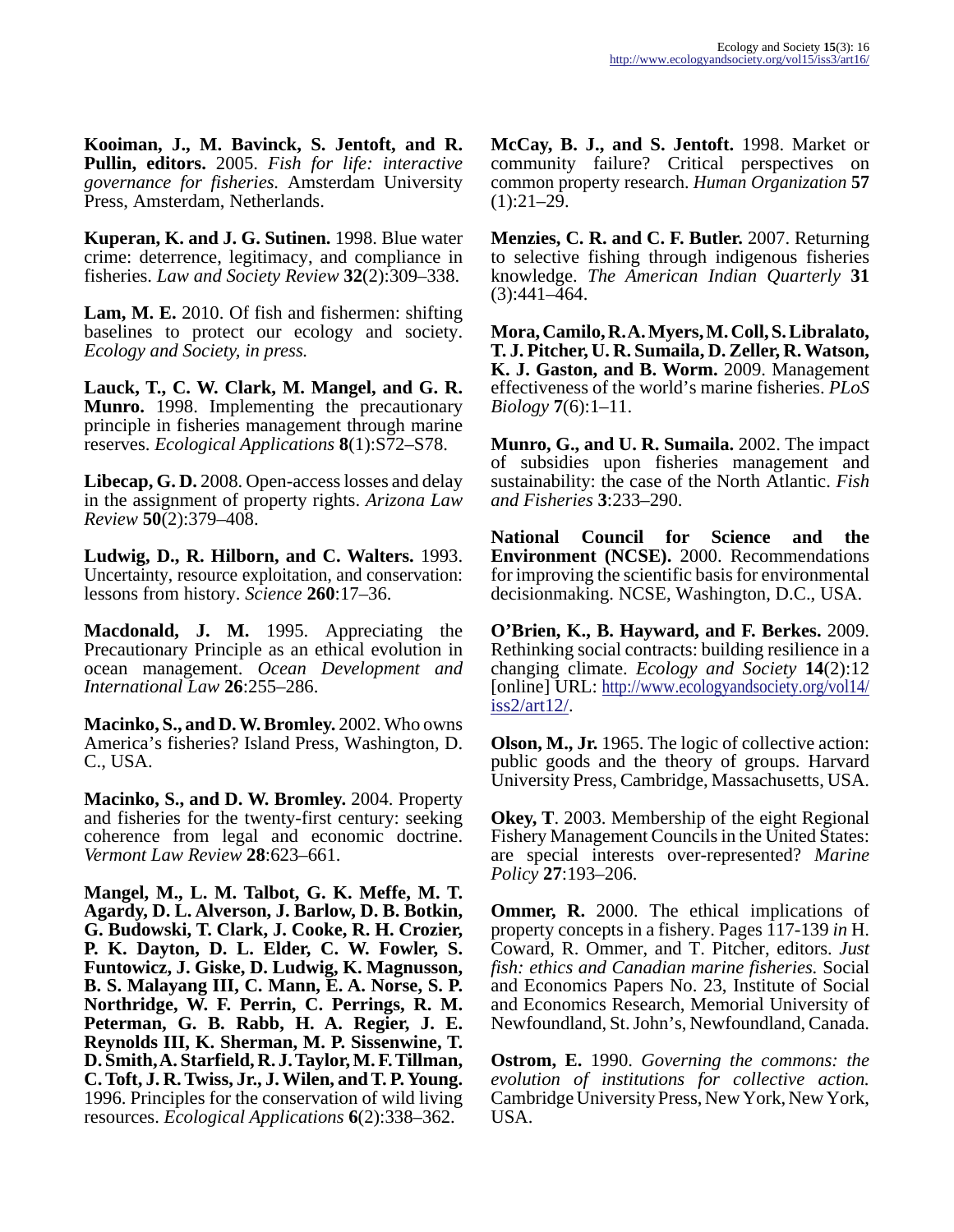**Kooiman, J., M. Bavinck, S. Jentoft, and R. Pullin, editors.** 2005. *Fish for life: interactive governance for fisheries.* Amsterdam University Press, Amsterdam, Netherlands.

**Kuperan, K. and J. G. Sutinen.** 1998. Blue water crime: deterrence, legitimacy, and compliance in fisheries. *Law and Society Review* **32**(2):309–338.

**Lam, M. E.** 2010. Of fish and fishermen: shifting baselines to protect our ecology and society. *Ecology and Society, in press.*

**Lauck, T., C. W. Clark, M. Mangel, and G. R. Munro.** 1998. Implementing the precautionary principle in fisheries management through marine reserves. *Ecological Applications* **8**(1):S72–S78.

**Libecap, G. D.** 2008. Open-access losses and delay in the assignment of property rights. *Arizona Law Review* **50**(2):379–408.

**Ludwig, D., R. Hilborn, and C. Walters.** 1993. Uncertainty, resource exploitation, and conservation: lessons from history. *Science* **260**:17–36.

**Macdonald, J. M.** 1995. Appreciating the Precautionary Principle as an ethical evolution in ocean management. *Ocean Development and International Law* **26**:255–286.

**Macinko, S., and D. W. Bromley.** 2002. Who owns America's fisheries? Island Press, Washington, D. C., USA.

**Macinko, S., and D. W. Bromley.** 2004. Property and fisheries for the twenty-first century: seeking coherence from legal and economic doctrine. *Vermont Law Review* **28**:623–661.

**Mangel, M., L. M. Talbot, G. K. Meffe, M. T. Agardy, D. L. Alverson, J. Barlow, D. B. Botkin, G. Budowski, T. Clark, J. Cooke, R. H. Crozier, P. K. Dayton, D. L. Elder, C. W. Fowler, S. Funtowicz, J. Giske, D. Ludwig, K. Magnusson, B. S. Malayang III, C. Mann, E. A. Norse, S. P. Northridge, W. F. Perrin, C. Perrings, R. M. Peterman, G. B. Rabb, H. A. Regier, J. E. Reynolds III, K. Sherman, M. P. Sissenwine, T. D. Smith, A. Starfield, R. J. Taylor, M. F. Tillman, C. Toft, J. R. Twiss, Jr., J. Wilen, and T. P. Young.** 1996. Principles for the conservation of wild living resources. *Ecological Applications* **6**(2):338–362.

**McCay, B. J., and S. Jentoft.** 1998. Market or community failure? Critical perspectives on common property research. *Human Organization* **57** (1):21–29.

**Menzies, C. R. and C. F. Butler.** 2007. Returning to selective fishing through indigenous fisheries knowledge. *The American Indian Quarterly* **31** (3):441–464.

**Mora, Camilo, R. A. Myers, M. Coll, S. Libralato, T. J. Pitcher, U. R. Sumaila, D. Zeller, R. Watson, K. J. Gaston, and B. Worm.** 2009. Management effectiveness of the world's marine fisheries. *PLoS Biology* **7**(6):1–11.

**Munro, G., and U. R. Sumaila.** 2002. The impact of subsidies upon fisheries management and sustainability: the case of the North Atlantic. *Fish and Fisheries* **3**:233–290.

**National Council for Science and the Environment (NCSE).** 2000. Recommendations for improving the scientific basis for environmental decisionmaking. NCSE, Washington, D.C., USA.

**O'Brien, K., B. Hayward, and F. Berkes.** 2009. Rethinking social contracts: building resilience in a changing climate. *Ecology and Society* **14**(2):12 [online] URL: http://www.ecologyandsociety.org/vol14/iss2/art12/.

**Olson, M., Jr.** 1965. The logic of collective action: public goods and the theory of groups. Harvard University Press, Cambridge, Massachusetts, USA.

**Okey, T**. 2003. Membership of the eight Regional Fishery Management Councils in the United States: are special interests over-represented? *Marine Policy* **27**:193–206.

**Ommer, R.** 2000. The ethical implications of property concepts in a fishery. Pages 117-139 *in* H. Coward, R. Ommer, and T. Pitcher, editors. *Just fish: ethics and Canadian marine fisheries.* Social and Economics Papers No. 23, Institute of Social and Economics Research, Memorial University of Newfoundland, St. John's, Newfoundland, Canada.

**Ostrom, E.** 1990. *Governing the commons: the evolution of institutions for collective action.* Cambridge University Press, New York, New York, USA.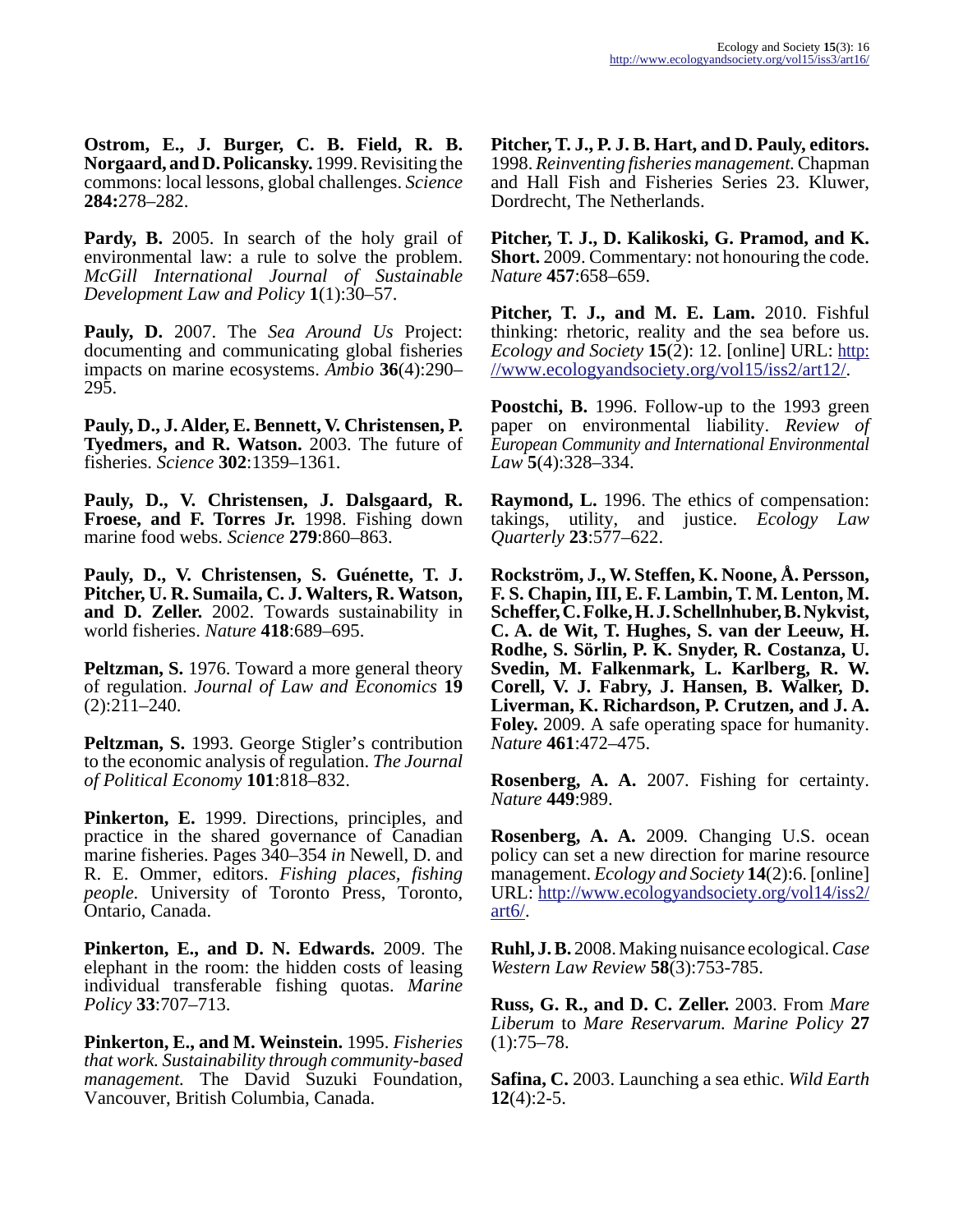**Ostrom, E., J. Burger, C. B. Field, R. B. Norgaard, and D. Policansky.** 1999. Revisiting the commons: local lessons, global challenges. *Science* **284:**278–282.

**Pardy, B.** 2005. In search of the holy grail of environmental law: a rule to solve the problem. *McGill International Journal of Sustainable Development Law and Policy* **1**(1):30–57.

**Pauly, D.** 2007. The *Sea Around Us* Project: documenting and communicating global fisheries impacts on marine ecosystems. *Ambio* **36**(4):290–295.

**Pauly, D., J. Alder, E. Bennett, V. Christensen, P. Tyedmers, and R. Watson.** 2003. The future of fisheries. *Science* **302**:1359–1361.

**Pauly, D., V. Christensen, J. Dalsgaard, R. Froese, and F. Torres Jr.** 1998. Fishing down marine food webs. *Science* **279**:860–863.

**Pauly, D., V. Christensen, S. Guénette, T. J. Pitcher, U. R. Sumaila, C. J. Walters, R. Watson, and D. Zeller.** 2002. Towards sustainability in world fisheries. *Nature* **418**:689–695.

**Peltzman, S.** 1976. Toward a more general theory of regulation. *Journal of Law and Economics* **19**(2):211–240.

**Peltzman, S.** 1993. George Stigler's contribution to the economic analysis of regulation. *The Journal of Political Economy* **101**:818–832.

**Pinkerton, E.** 1999. Directions, principles, and practice in the shared governance of Canadian marine fisheries. Pages 340–354 *in* Newell, D. and R. E. Ommer, editors. *Fishing places, fishing people.* University of Toronto Press, Toronto, Ontario, Canada.

**Pinkerton, E., and D. N. Edwards.** 2009. The elephant in the room: the hidden costs of leasing individual transferable fishing quotas. *Marine Policy* **33**:707–713.

**Pinkerton, E., and M. Weinstein.** 1995. *Fisheries that work. Sustainability through community-based management.* The David Suzuki Foundation, Vancouver, British Columbia, Canada.

**Pitcher, T. J., P. J. B. Hart, and D. Pauly, editors.** 1998. *Reinventing fisheries management.* Chapman and Hall Fish and Fisheries Series 23. Kluwer, Dordrecht, The Netherlands.

**Pitcher, T. J., D. Kalikoski, G. Pramod, and K. Short.** 2009. Commentary: not honouring the code. *Nature* **457**:658–659.

**Pitcher, T. J., and M. E. Lam.** 2010. Fishful thinking: rhetoric, reality and the sea before us. *Ecology and Society* **15**(2): 12. [online] URL: http://www.ecologyandsociety.org/vol15/iss2/art12/.

**Poostchi, B.** 1996. Follow-up to the 1993 green paper on environmental liability. *Review of European Community and International Environmental Law* **5**(4):328–334.

**Raymond, L.** 1996. The ethics of compensation: takings, utility, and justice. *Ecology Law Quarterly* **23**:577–622.

**Rockström, J., W. Steffen, K. Noone, Å. Persson, F. S. Chapin, III, E. F. Lambin, T. M. Lenton, M. Scheffer, C. Folke, H. J. Schellnhuber, B. Nykvist, C. A. de Wit, T. Hughes, S. van der Leeuw, H. Rodhe, S. Sörlin, P. K. Snyder, R. Costanza, U. Svedin, M. Falkenmark, L. Karlberg, R. W. Corell, V. J. Fabry, J. Hansen, B. Walker, D. Liverman, K. Richardson, P. Crutzen, and J. A. Foley.** 2009. A safe operating space for humanity. *Nature* **461**:472–475.

**Rosenberg, A. A.** 2007. Fishing for certainty. *Nature* **449**:989.

**Rosenberg, A. A.** 2009. Changing U.S. ocean policy can set a new direction for marine resource management. *Ecology and Society* **14**(2):6. [online] URL: http://www.ecologyandsociety.org/vol14/iss2/art6/.

**Ruhl, J. B.** 2008. Making nuisance ecological. *Case Western Law Review* **58**(3):753-785.

**Russ, G. R., and D. C. Zeller.** 2003. From *Mare Liberum* to *Mare Reservarum*. *Marine Policy* **27**(1):75–78.

**Safina, C.** 2003. Launching a sea ethic. *Wild Earth* **12**(4):2-5.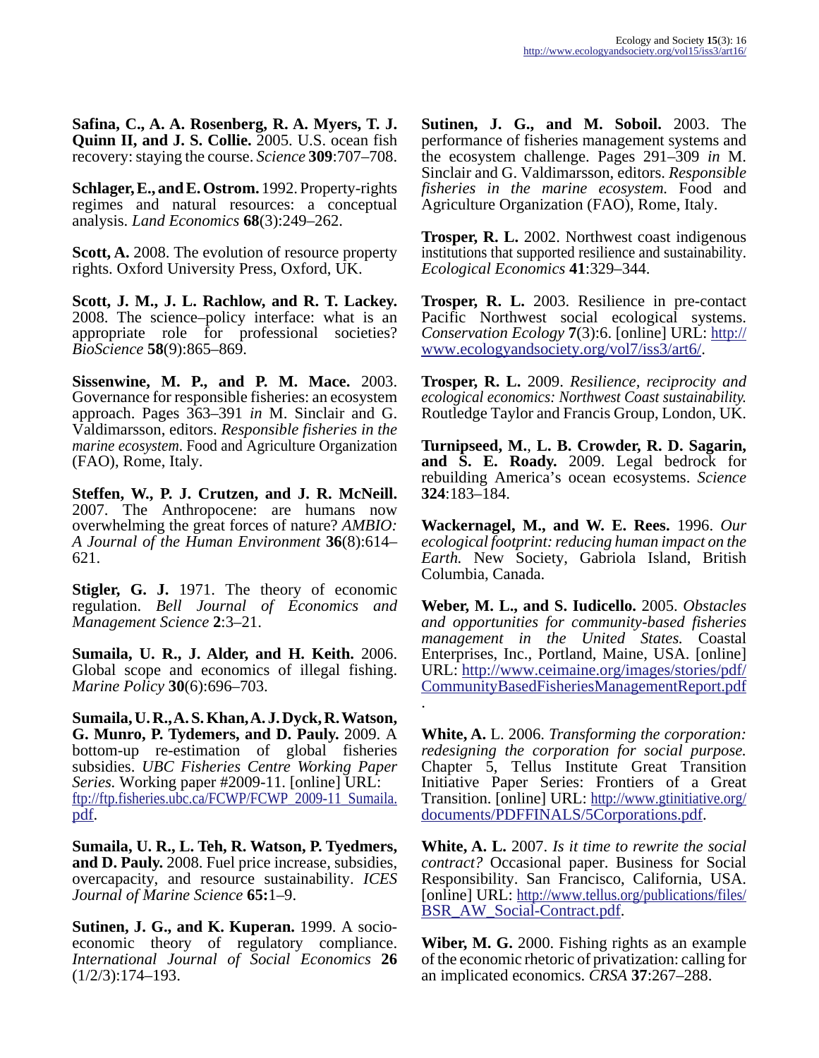**Safina, C., A. A. Rosenberg, R. A. Myers, T. J. Quinn II, and J. S. Collie.** 2005. U.S. ocean fish recovery: staying the course. *Science* **309**:707–708.

**Schlager, E., and E. Ostrom.** 1992. Property-rights regimes and natural resources: a conceptual analysis. *Land Economics* **68**(3):249–262.

**Scott, A.** 2008. The evolution of resource property rights. Oxford University Press, Oxford, UK.

**Scott, J. M., J. L. Rachlow, and R. T. Lackey.** 2008. The science–policy interface: what is an appropriate role for professional societies? *BioScience* **58**(9):865–869.

**Sissenwine, M. P., and P. M. Mace.** 2003. Governance for responsible fisheries: an ecosystem approach. Pages 363–391 *in* M. Sinclair and G. Valdimarsson, editors. *Responsible fisheries in the marine ecosystem*. Food and Agriculture Organization (FAO), Rome, Italy.

**Steffen, W., P. J. Crutzen, and J. R. McNeill.** 2007. The Anthropocene: are humans now overwhelming the great forces of nature? *AMBIO: A Journal of the Human Environment* **36**(8):614–621.

**Stigler, G. J.** 1971. The theory of economic regulation. *Bell Journal of Economics and Management Science* **2**:3–21.

**Sumaila, U. R., J. Alder, and H. Keith.** 2006. Global scope and economics of illegal fishing. *Marine Policy* **30**(6):696–703.

**Sumaila, U. R., A. S. Khan, A. J. Dyck, R. Watson, G. Munro, P. Tydemers, and D. Pauly.** 2009. A bottom-up re-estimation of global fisheries subsidies. *UBC Fisheries Centre Working Paper Series.* Working paper #2009-11. [online] URL: ftp://ftp.fisheries.ubc.ca/FCWP/FCWP_2009-11_Sumaila.pdf.

**Sumaila, U. R., L. Teh, R. Watson, P. Tyedmers, and D. Pauly.** 2008. Fuel price increase, subsidies, overcapacity, and resource sustainability. *ICES Journal of Marine Science* **65:**1–9.

**Sutinen, J. G., and K. Kuperan.** 1999. A socio-economic theory of regulatory compliance. *International Journal of Social Economics* **26** (1/2/3):174–193.

**Sutinen, J. G., and M. Soboil.** 2003. The performance of fisheries management systems and the ecosystem challenge. Pages 291–309 *in* M. Sinclair and G. Valdimarsson, editors. *Responsible fisheries in the marine ecosystem.* Food and Agriculture Organization (FAO), Rome, Italy.

**Trosper, R. L.** 2002. Northwest coast indigenous institutions that supported resilience and sustainability. *Ecological Economics* **41**:329–344.

**Trosper, R. L.** 2003. Resilience in pre-contact Pacific Northwest social ecological systems. *Conservation Ecology* **7**(3):6. [online] URL: http://www.ecologyandsociety.org/vol7/iss3/art6/.

**Trosper, R. L.** 2009. *Resilience, reciprocity and ecological economics: Northwest Coast sustainability.* Routledge Taylor and Francis Group, London, UK.

**Turnipseed, M.**, **L. B. Crowder, R. D. Sagarin, and S. E. Roady.** 2009. Legal bedrock for rebuilding America's ocean ecosystems. *Science* **324**:183–184.

**Wackernagel, M., and W. E. Rees.** 1996. *Our ecological footprint: reducing human impact on the Earth.* New Society, Gabriola Island, British Columbia, Canada.

**Weber, M. L., and S. Iudicello.** 2005. *Obstacles and opportunities for community-based fisheries management in the United States.* Coastal Enterprises, Inc., Portland, Maine, USA. [online] URL: http://www.ceimaine.org/images/stories/pdf/CommunityBasedFisheriesManagementReport.pdf.

**White, A.** L. 2006. *Transforming the corporation: redesigning the corporation for social purpose.* Chapter 5, Tellus Institute Great Transition Initiative Paper Series: Frontiers of a Great Transition. [online] URL: http://www.gtinitiative.org/documents/PDFFINALS/5Corporations.pdf.

**White, A. L.** 2007. *Is it time to rewrite the social contract?* Occasional paper. Business for Social Responsibility. San Francisco, California, USA. [online] URL: http://www.tellus.org/publications/files/BSR_AW_Social-Contract.pdf.

**Wiber, M. G.** 2000. Fishing rights as an example of the economic rhetoric of privatization: calling for an implicated economics. *CRSA* **37**:267–288.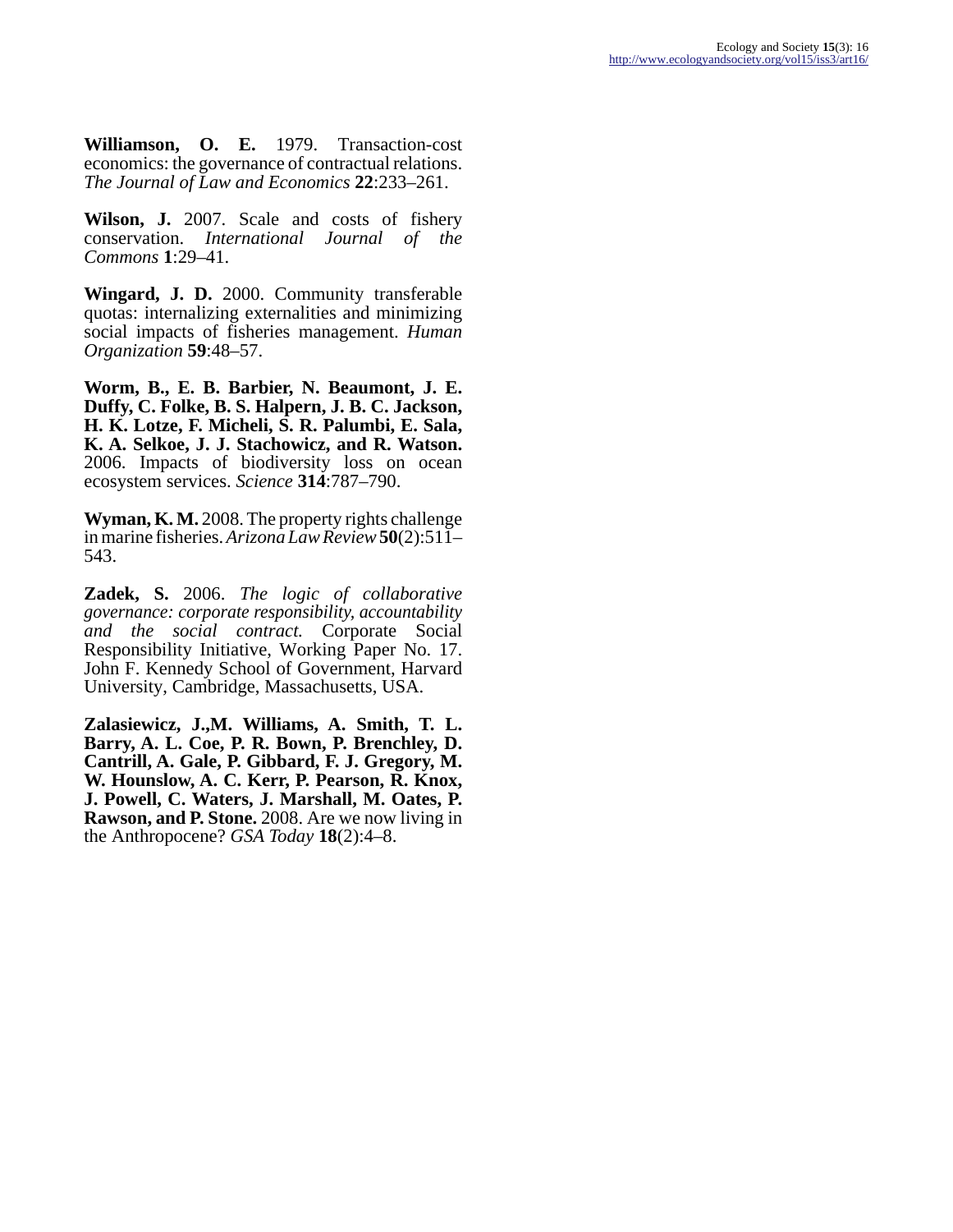**Williamson, O. E.** 1979. Transaction-cost economics: the governance of contractual relations. *The Journal of Law and Economics* **22**:233–261.

**Wilson, J.** 2007. Scale and costs of fishery conservation. *International Journal of the Commons* **1**:29–41.

**Wingard, J. D.** 2000. Community transferable quotas: internalizing externalities and minimizing social impacts of fisheries management. *Human Organization* **59**:48–57.

**Worm, B., E. B. Barbier, N. Beaumont, J. E. Duffy, C. Folke, B. S. Halpern, J. B. C. Jackson, H. K. Lotze, F. Micheli, S. R. Palumbi, E. Sala, K. A. Selkoe, J. J. Stachowicz, and R. Watson.** 2006. Impacts of biodiversity loss on ocean ecosystem services. *Science* **314**:787–790.

**Wyman, K. M.** 2008. The property rights challenge in marine fisheries. *Arizona Law Review* **50**(2):511–543.

**Zadek, S.** 2006. *The logic of collaborative governance: corporate responsibility, accountability and the social contract.* Corporate Social Responsibility Initiative, Working Paper No. 17. John F. Kennedy School of Government, Harvard University, Cambridge, Massachusetts, USA.

**Zalasiewicz, J.,M. Williams, A. Smith, T. L. Barry, A. L. Coe, P. R. Bown, P. Brenchley, D. Cantrill, A. Gale, P. Gibbard, F. J. Gregory, M. W. Hounslow, A. C. Kerr, P. Pearson, R. Knox, J. Powell, C. Waters, J. Marshall, M. Oates, P. Rawson, and P. Stone.** 2008. Are we now living in the Anthropocene? *GSA Today* **18**(2):4–8.